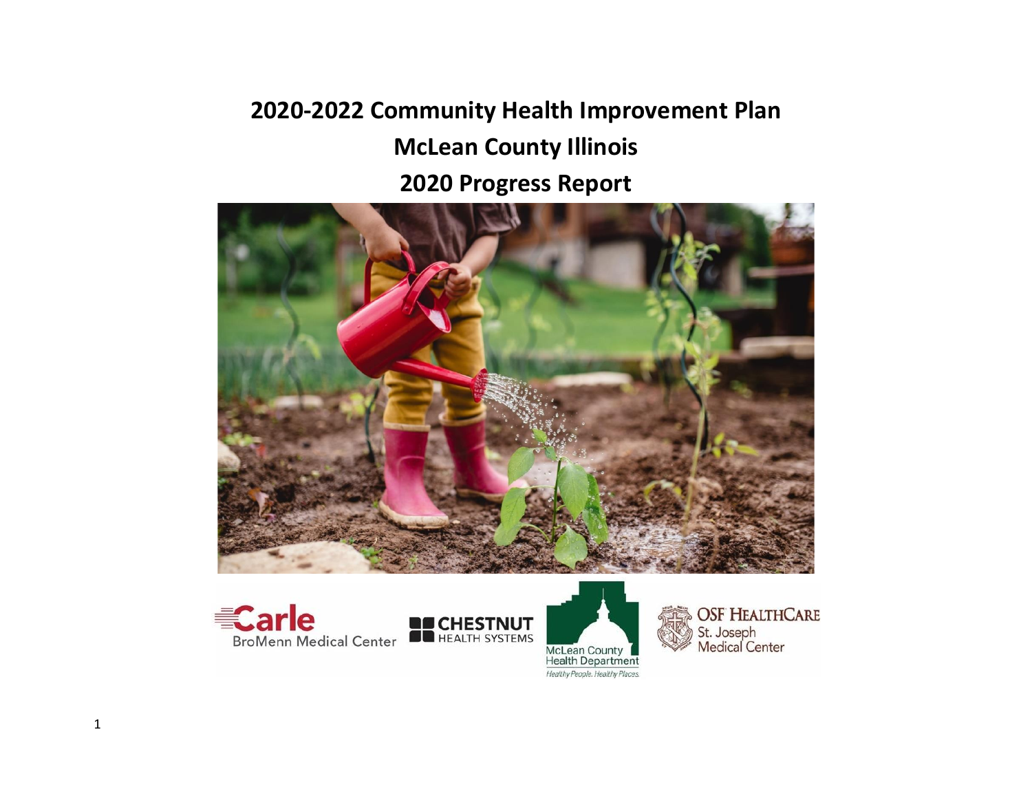# 2020-2022 Community Health Improvement Plan

# McLean County Illinois

# 2020 Progress Report

Carle BroMenn Medical Center

CHESTNUT HEALTH SYSTEMS

McLean County Health Department
Healthy People. Healthy Places.

OSF HEALTHCARE St. Joseph Medical Center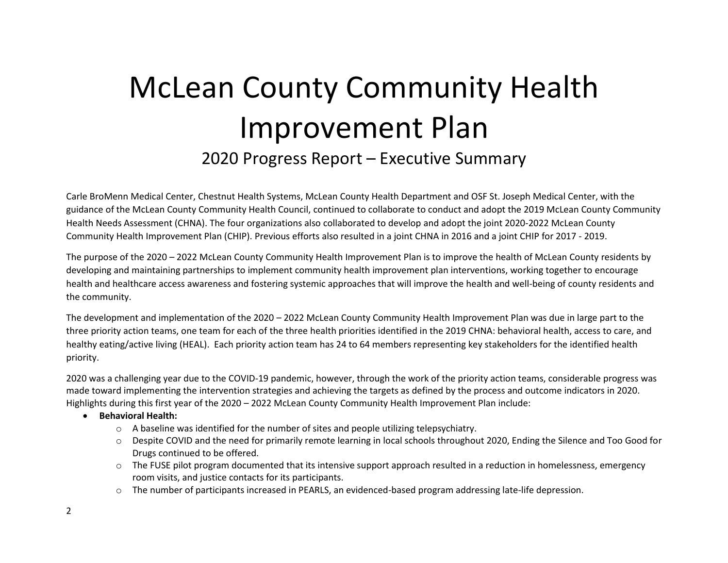# McLean County Community Health Improvement Plan

## 2020 Progress Report – Executive Summary

Carle BroMenn Medical Center, Chestnut Health Systems, McLean County Health Department and OSF St. Joseph Medical Center, with the guidance of the McLean County Community Health Council, continued to collaborate to conduct and adopt the 2019 McLean County Community Health Needs Assessment (CHNA). The four organizations also collaborated to develop and adopt the joint 2020-2022 McLean County Community Health Improvement Plan (CHIP). Previous efforts also resulted in a joint CHNA in 2016 and a joint CHIP for 2017 - 2019.

The purpose of the 2020 – 2022 McLean County Community Health Improvement Plan is to improve the health of McLean County residents by developing and maintaining partnerships to implement community health improvement plan interventions, working together to encourage health and healthcare access awareness and fostering systemic approaches that will improve the health and well-being of county residents and the community.

The development and implementation of the 2020 – 2022 McLean County Community Health Improvement Plan was due in large part to the three priority action teams, one team for each of the three health priorities identified in the 2019 CHNA: behavioral health, access to care, and healthy eating/active living (HEAL). Each priority action team has 24 to 64 members representing key stakeholders for the identified health priority.

2020 was a challenging year due to the COVID-19 pandemic, however, through the work of the priority action teams, considerable progress was made toward implementing the intervention strategies and achieving the targets as defined by the process and outcome indicators in 2020. Highlights during this first year of the 2020 – 2022 McLean County Community Health Improvement Plan include:

- **Behavioral Health:**
  - A baseline was identified for the number of sites and people utilizing telepsychiatry.
  - Despite COVID and the need for primarily remote learning in local schools throughout 2020, Ending the Silence and Too Good for Drugs continued to be offered.
  - The FUSE pilot program documented that its intensive support approach resulted in a reduction in homelessness, emergency room visits, and justice contacts for its participants.
  - The number of participants increased in PEARLS, an evidenced-based program addressing late-life depression.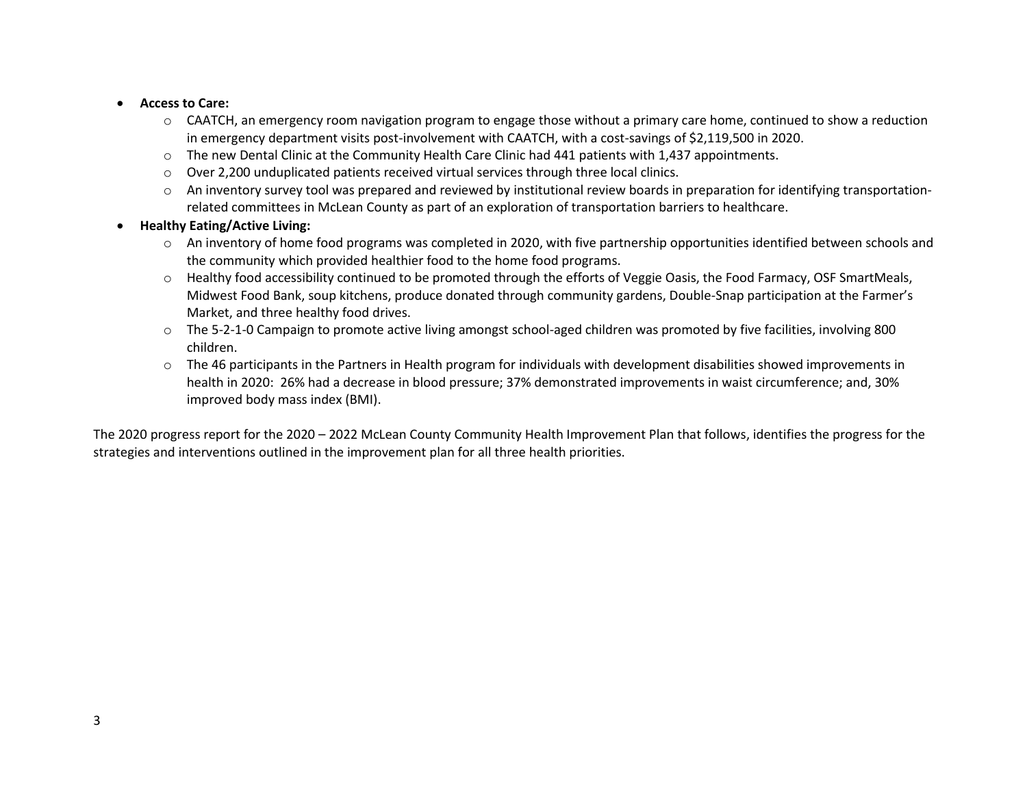- **Access to Care:**
  - CAATCH, an emergency room navigation program to engage those without a primary care home, continued to show a reduction in emergency department visits post-involvement with CAATCH, with a cost-savings of $2,119,500 in 2020.
  - The new Dental Clinic at the Community Health Care Clinic had 441 patients with 1,437 appointments.
  - Over 2,200 unduplicated patients received virtual services through three local clinics.
  - An inventory survey tool was prepared and reviewed by institutional review boards in preparation for identifying transportation-related committees in McLean County as part of an exploration of transportation barriers to healthcare.
- **Healthy Eating/Active Living:**
  - An inventory of home food programs was completed in 2020, with five partnership opportunities identified between schools and the community which provided healthier food to the home food programs.
  - Healthy food accessibility continued to be promoted through the efforts of Veggie Oasis, the Food Farmacy, OSF SmartMeals, Midwest Food Bank, soup kitchens, produce donated through community gardens, Double-Snap participation at the Farmer's Market, and three healthy food drives.
  - The 5-2-1-0 Campaign to promote active living amongst school-aged children was promoted by five facilities, involving 800 children.
  - The 46 participants in the Partners in Health program for individuals with development disabilities showed improvements in health in 2020: 26% had a decrease in blood pressure; 37% demonstrated improvements in waist circumference; and, 30% improved body mass index (BMI).

The 2020 progress report for the 2020 – 2022 McLean County Community Health Improvement Plan that follows, identifies the progress for the strategies and interventions outlined in the improvement plan for all three health priorities.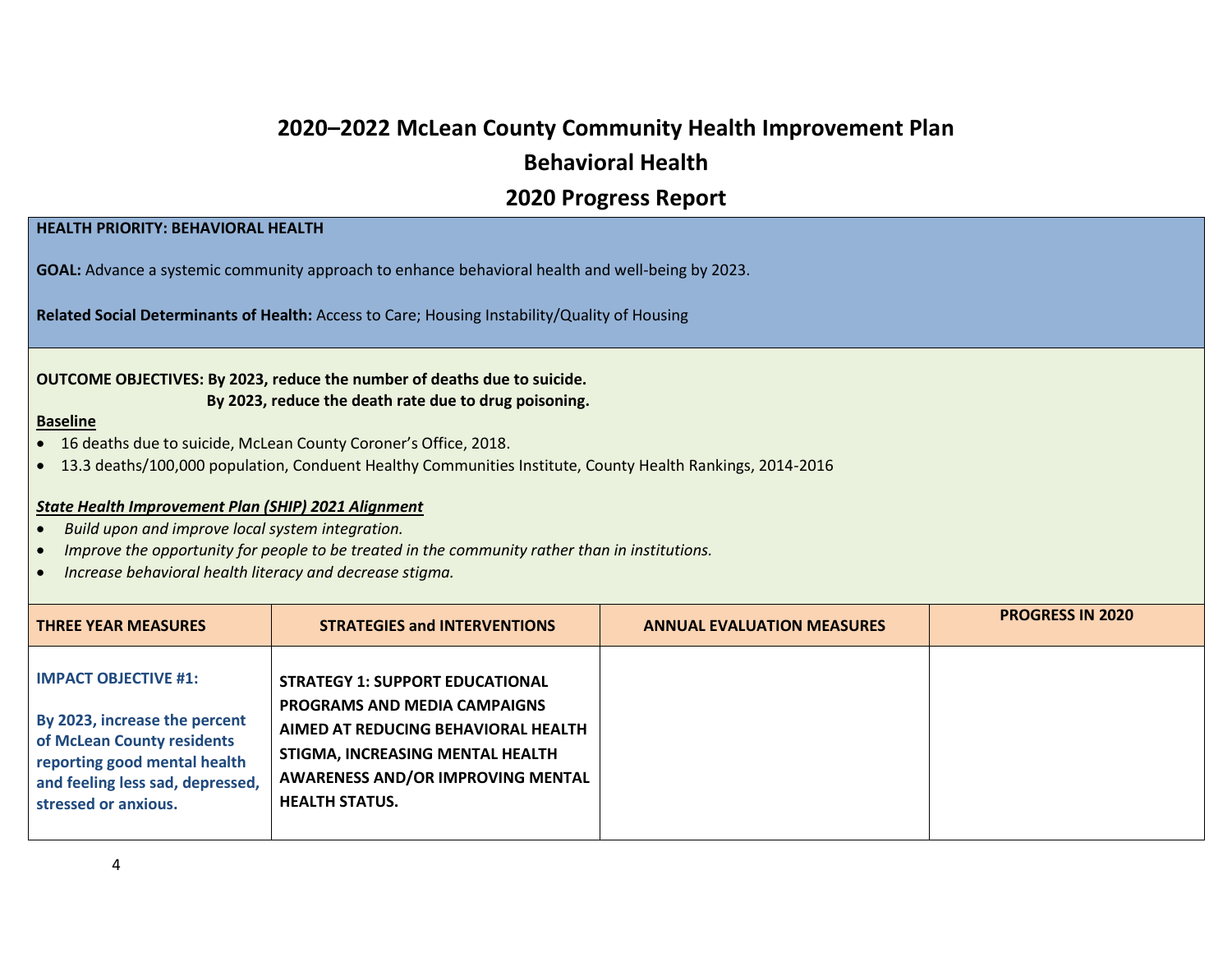# 2020–2022 McLean County Community Health Improvement Plan

## Behavioral Health

## 2020 Progress Report

**HEALTH PRIORITY: BEHAVIORAL HEALTH**

**GOAL:** Advance a systemic community approach to enhance behavioral health and well-being by 2023.

**Related Social Determinants of Health:** Access to Care; Housing Instability/Quality of Housing

**OUTCOME OBJECTIVES: By 2023, reduce the number of deaths due to suicide.**
**By 2023, reduce the death rate due to drug poisoning.**

**Baseline**

- 16 deaths due to suicide, McLean County Coroner's Office, 2018.
- 13.3 deaths/100,000 population, Conduent Healthy Communities Institute, County Health Rankings, 2014-2016

***State Health Improvement Plan (SHIP) 2021 Alignment***

- *Build upon and improve local system integration.*
- *Improve the opportunity for people to be treated in the community rather than in institutions.*
- *Increase behavioral health literacy and decrease stigma.*

| THREE YEAR MEASURES | STRATEGIES and INTERVENTIONS | ANNUAL EVALUATION MEASURES | PROGRESS IN 2020 |
|---|---|---|---|
| **IMPACT OBJECTIVE #1:** **By 2023, increase the percent of McLean County residents reporting good mental health and feeling less sad, depressed, stressed or anxious.** | **STRATEGY 1: SUPPORT EDUCATIONAL PROGRAMS AND MEDIA CAMPAIGNS AIMED AT REDUCING BEHAVIORAL HEALTH STIGMA, INCREASING MENTAL HEALTH AWARENESS AND/OR IMPROVING MENTAL HEALTH STATUS.** | | |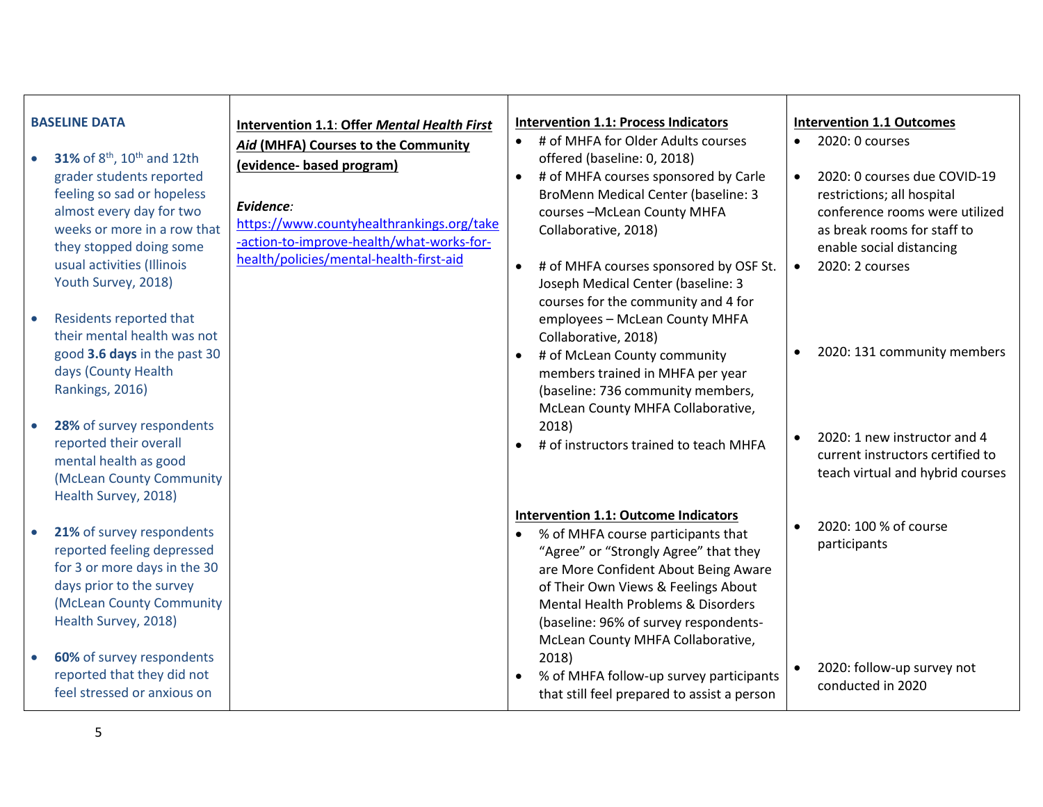| BASELINE DATA | Intervention 1.1: Offer *Mental Health First Aid* (MHFA) Courses to the Community (evidence- based program) | Intervention 1.1: Process Indicators | Intervention 1.1 Outcomes |
|---|---|---|---|
| • **31%** of 8th, 10th and 12th grader students reported feeling so sad or hopeless almost every day for two weeks or more in a row that they stopped doing some usual activities (Illinois Youth Survey, 2018)<br><br>• Residents reported that their mental health was not good **3.6 days** in the past 30 days (County Health Rankings, 2016)<br><br>• **28%** of survey respondents reported their overall mental health as good (McLean County Community Health Survey, 2018)<br><br>• **21%** of survey respondents reported feeling depressed for 3 or more days in the 30 days prior to the survey (McLean County Community Health Survey, 2018)<br><br>• **60%** of survey respondents reported that they did not feel stressed or anxious on | ***Evidence:***<br>https://www.countyhealthrankings.org/take-action-to-improve-health/what-works-for-health/policies/mental-health-first-aid | • # of MHFA for Older Adults courses offered (baseline: 0, 2018)<br>• # of MHFA courses sponsored by Carle BroMenn Medical Center (baseline: 3 courses –McLean County MHFA Collaborative, 2018)<br>• # of MHFA courses sponsored by OSF St. Joseph Medical Center (baseline: 3 courses for the community and 4 for employees – McLean County MHFA Collaborative, 2018)<br>• # of McLean County community members trained in MHFA per year (baseline: 736 community members, McLean County MHFA Collaborative, 2018)<br>• # of instructors trained to teach MHFA<br><br>**Intervention 1.1: Outcome Indicators**<br>• % of MHFA course participants that "Agree" or "Strongly Agree" that they are More Confident About Being Aware of Their Own Views & Feelings About Mental Health Problems & Disorders (baseline: 96% of survey respondents- McLean County MHFA Collaborative, 2018)<br>• % of MHFA follow-up survey participants that still feel prepared to assist a person | • 2020: 0 courses<br>• 2020: 0 courses due COVID-19 restrictions; all hospital conference rooms were utilized as break rooms for staff to enable social distancing<br>• 2020: 2 courses<br>• 2020: 131 community members<br>• 2020: 1 new instructor and 4 current instructors certified to teach virtual and hybrid courses<br><br>• 2020: 100 % of course participants<br><br>• 2020: follow-up survey not conducted in 2020 |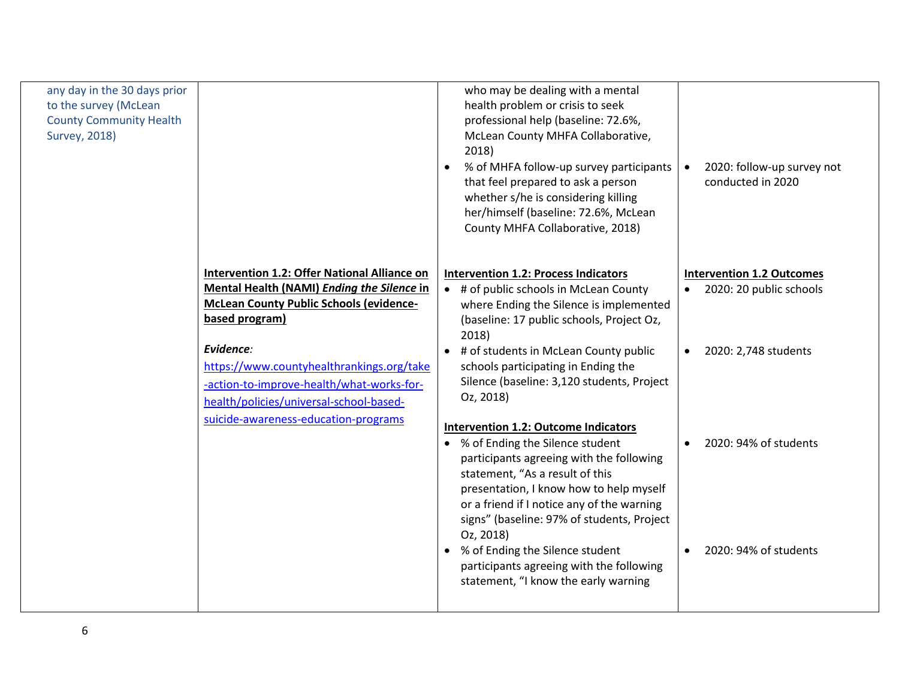| | | | |
|---|---|---|---|
| any day in the 30 days prior to the survey (McLean County Community Health Survey, 2018) | | who may be dealing with a mental health problem or crisis to seek professional help (baseline: 72.6%, McLean County MHFA Collaborative, 2018)<br>• % of MHFA follow-up survey participants that feel prepared to ask a person whether s/he is considering killing her/himself (baseline: 72.6%, McLean County MHFA Collaborative, 2018) | • 2020: follow-up survey not conducted in 2020 |
| | **Intervention 1.2: Offer National Alliance on Mental Health (NAMI) *Ending the Silence* in McLean County Public Schools (evidence-based program)**<br><br>***Evidence:***<br>https://www.countyhealthrankings.org/take-action-to-improve-health/what-works-for-health/policies/universal-school-based-suicide-awareness-education-programs | **Intervention 1.2: Process Indicators**<br>• # of public schools in McLean County where Ending the Silence is implemented (baseline: 17 public schools, Project Oz, 2018)<br>• # of students in McLean County public schools participating in Ending the Silence (baseline: 3,120 students, Project Oz, 2018)<br><br>**Intervention 1.2: Outcome Indicators**<br>• % of Ending the Silence student participants agreeing with the following statement, "As a result of this presentation, I know how to help myself or a friend if I notice any of the warning signs" (baseline: 97% of students, Project Oz, 2018)<br>• % of Ending the Silence student participants agreeing with the following statement, "I know the early warning | **Intervention 1.2 Outcomes**<br>• 2020: 20 public schools<br><br>• 2020: 2,748 students<br><br><br>• 2020: 94% of students<br><br><br>• 2020: 94% of students |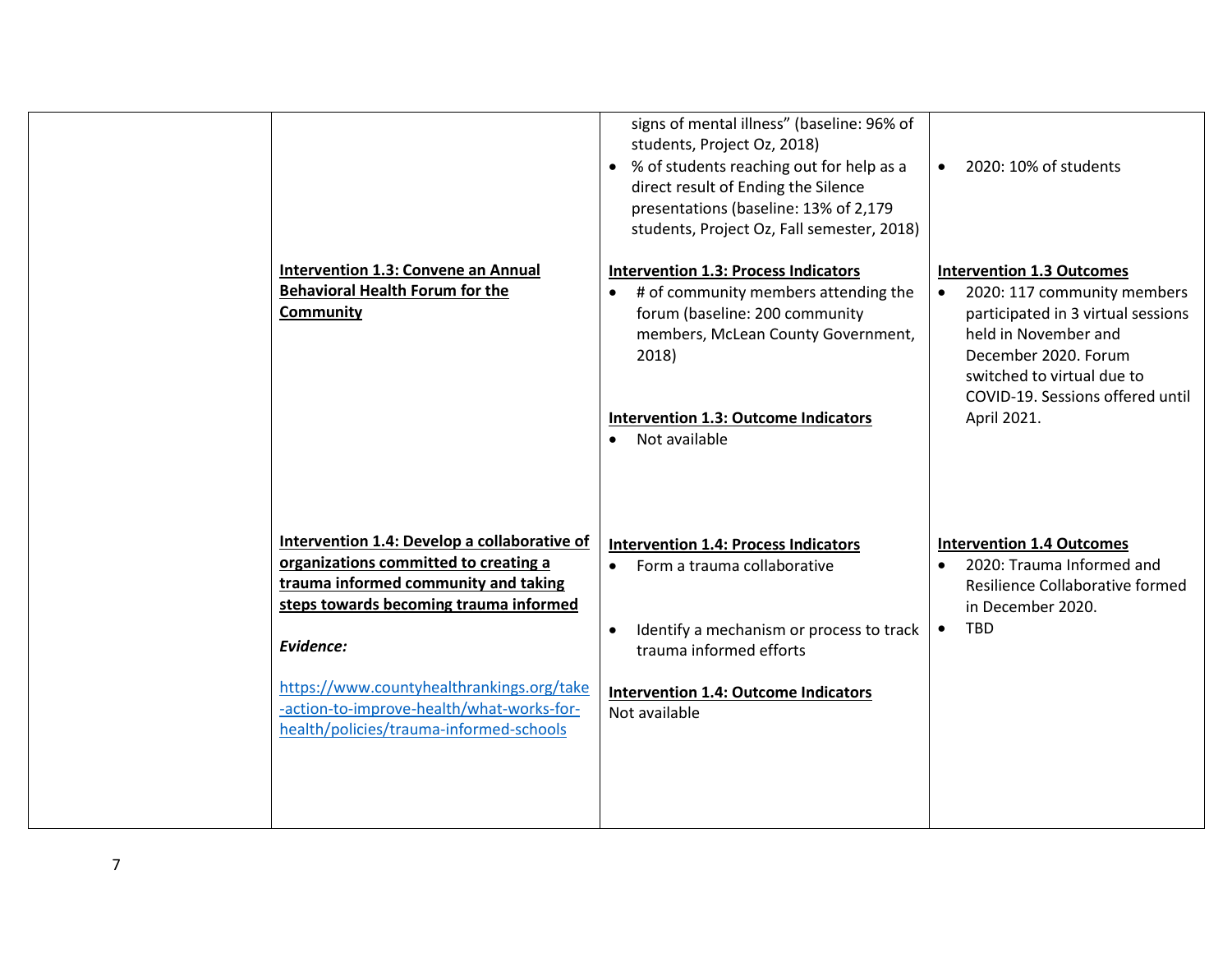| | | | |
|---|---|---|---|
| | | signs of mental illness" (baseline: 96% of students, Project Oz, 2018)<br>• % of students reaching out for help as a direct result of Ending the Silence presentations (baseline: 13% of 2,179 students, Project Oz, Fall semester, 2018) | • 2020: 10% of students |
| | **Intervention 1.3: Convene an Annual Behavioral Health Forum for the Community** | **Intervention 1.3: Process Indicators**<br>• # of community members attending the forum (baseline: 200 community members, McLean County Government, 2018)<br><br>**Intervention 1.3: Outcome Indicators**<br>• Not available | **Intervention 1.3 Outcomes**<br>• 2020: 117 community members participated in 3 virtual sessions held in November and December 2020. Forum switched to virtual due to COVID-19. Sessions offered until April 2021. |
| | **Intervention 1.4: Develop a collaborative of organizations committed to creating a trauma informed community and taking steps towards becoming trauma informed**<br><br>***Evidence:***<br><br>[https://www.countyhealthrankings.org/take-action-to-improve-health/what-works-for-health/policies/trauma-informed-schools](https://www.countyhealthrankings.org/take-action-to-improve-health/what-works-for-health/policies/trauma-informed-schools) | **Intervention 1.4: Process Indicators**<br>• Form a trauma collaborative<br><br>• Identify a mechanism or process to track trauma informed efforts<br><br>**Intervention 1.4: Outcome Indicators**<br>Not available | **Intervention 1.4 Outcomes**<br>• 2020: Trauma Informed and Resilience Collaborative formed in December 2020.<br>• TBD |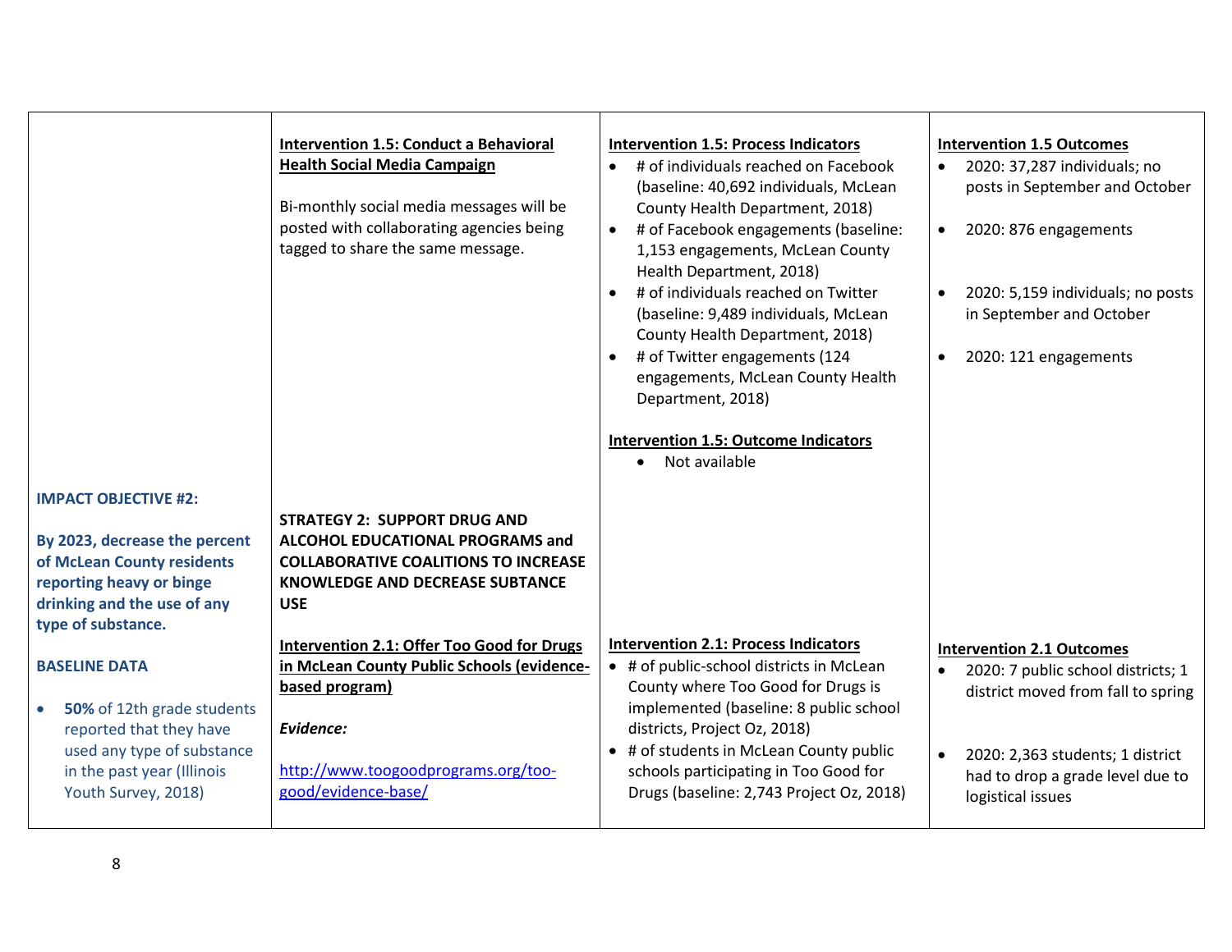| | | | |
|---|---|---|---|
| | **Intervention 1.5: Conduct a Behavioral Health Social Media Campaign**<br><br>Bi-monthly social media messages will be posted with collaborating agencies being tagged to share the same message. | **Intervention 1.5: Process Indicators**<br>• # of individuals reached on Facebook (baseline: 40,692 individuals, McLean County Health Department, 2018)<br>• # of Facebook engagements (baseline: 1,153 engagements, McLean County Health Department, 2018)<br>• # of individuals reached on Twitter (baseline: 9,489 individuals, McLean County Health Department, 2018)<br>• # of Twitter engagements (124 engagements, McLean County Health Department, 2018)<br><br>**Intervention 1.5: Outcome Indicators**<br>• Not available | **Intervention 1.5 Outcomes**<br>• 2020: 37,287 individuals; no posts in September and October<br>• 2020: 876 engagements<br>• 2020: 5,159 individuals; no posts in September and October<br>• 2020: 121 engagements |
| **IMPACT OBJECTIVE #2:**<br><br>**By 2023, decrease the percent of McLean County residents reporting heavy or binge drinking and the use of any type of substance.**<br><br>**BASELINE DATA**<br><br>• **50%** of 12th grade students reported that they have used any type of substance in the past year (Illinois Youth Survey, 2018) | **STRATEGY 2: SUPPORT DRUG AND ALCOHOL EDUCATIONAL PROGRAMS and COLLABORATIVE COALITIONS TO INCREASE KNOWLEDGE AND DECREASE SUBTANCE USE**<br><br>**Intervention 2.1: Offer Too Good for Drugs in McLean County Public Schools (evidence-based program)**<br><br>***Evidence:***<br><br>http://www.toogoodprograms.org/too-good/evidence-base/ | **Intervention 2.1: Process Indicators**<br>• # of public-school districts in McLean County where Too Good for Drugs is implemented (baseline: 8 public school districts, Project Oz, 2018)<br>• # of students in McLean County public schools participating in Too Good for Drugs (baseline: 2,743 Project Oz, 2018) | **Intervention 2.1 Outcomes**<br>• 2020: 7 public school districts; 1 district moved from fall to spring<br>• 2020: 2,363 students; 1 district had to drop a grade level due to logistical issues |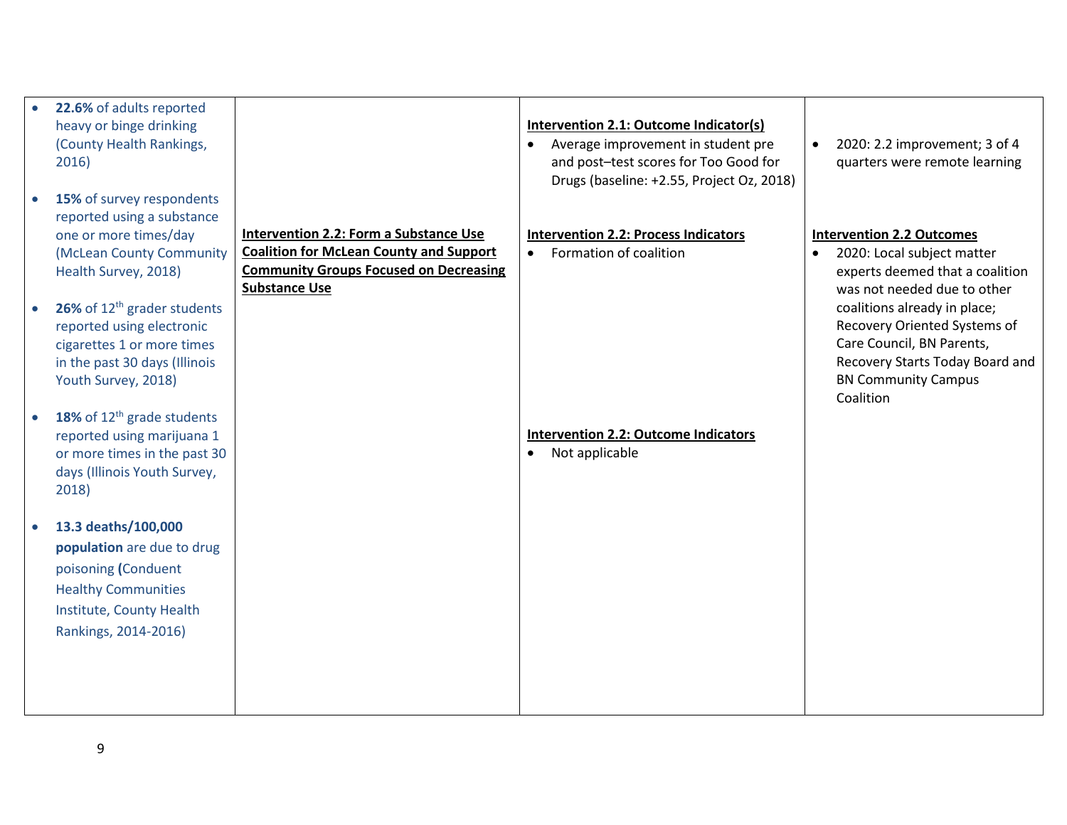| | | | |
|---|---|---|---|
| • **22.6%** of adults reported heavy or binge drinking (County Health Rankings, 2016)<br><br>• **15%** of survey respondents reported using a substance one or more times/day (McLean County Community Health Survey, 2018)<br><br>• **26%** of 12th grader students reported using electronic cigarettes 1 or more times in the past 30 days (Illinois Youth Survey, 2018)<br><br>• **18%** of 12th grade students reported using marijuana 1 or more times in the past 30 days (Illinois Youth Survey, 2018)<br><br>• **13.3 deaths/100,000 population** are due to drug poisoning **(**Conduent Healthy Communities Institute, County Health Rankings, 2014-2016) | <br><br><br><br>**Intervention 2.2: Form a Substance Use Coalition for McLean County and Support Community Groups Focused on Decreasing Substance Use** | **Intervention 2.1: Outcome Indicator(s)**<br>• Average improvement in student pre and post–test scores for Too Good for Drugs (baseline: +2.55, Project Oz, 2018)<br><br>**Intervention 2.2: Process Indicators**<br>• Formation of coalition<br><br>**Intervention 2.2: Outcome Indicators**<br>• Not applicable | • 2020: 2.2 improvement; 3 of 4 quarters were remote learning<br><br>**Intervention 2.2 Outcomes**<br>• 2020: Local subject matter experts deemed that a coalition was not needed due to other coalitions already in place; Recovery Oriented Systems of Care Council, BN Parents, Recovery Starts Today Board and BN Community Campus Coalition |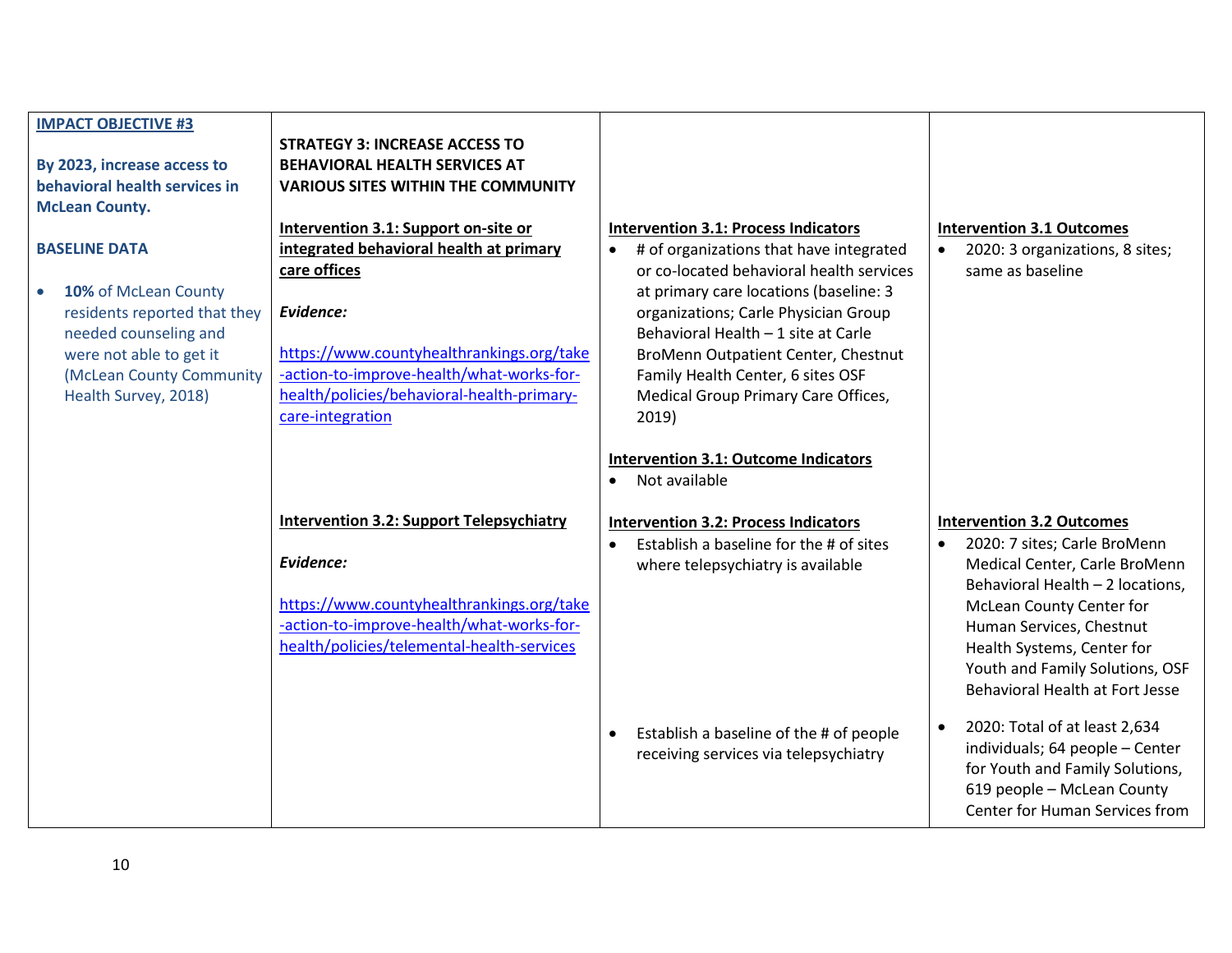| IMPACT OBJECTIVE #3 | | | |
|---|---|---|---|
| **By 2023, increase access to behavioral health services in McLean County.**<br><br>**BASELINE DATA**<br><br>• **10%** of McLean County residents reported that they needed counseling and were not able to get it (McLean County Community Health Survey, 2018) | **STRATEGY 3: INCREASE ACCESS TO BEHAVIORAL HEALTH SERVICES AT VARIOUS SITES WITHIN THE COMMUNITY**<br><br>**Intervention 3.1: Support on-site or integrated behavioral health at primary care offices**<br><br>***Evidence:***<br><br>https://www.countyhealthrankings.org/take-action-to-improve-health/what-works-for-health/policies/behavioral-health-primary-care-integration | **Intervention 3.1: Process Indicators**<br>• # of organizations that have integrated or co-located behavioral health services at primary care locations (baseline: 3 organizations; Carle Physician Group Behavioral Health – 1 site at Carle BroMenn Outpatient Center, Chestnut Family Health Center, 6 sites OSF Medical Group Primary Care Offices, 2019)<br><br>**Intervention 3.1: Outcome Indicators**<br>• Not available | **Intervention 3.1 Outcomes**<br>• 2020: 3 organizations, 8 sites; same as baseline |
| | **Intervention 3.2: Support Telepsychiatry**<br><br>***Evidence:***<br><br>https://www.countyhealthrankings.org/take-action-to-improve-health/what-works-for-health/policies/telemental-health-services | **Intervention 3.2: Process Indicators**<br>• Establish a baseline for the # of sites where telepsychiatry is available<br><br>• Establish a baseline of the # of people receiving services via telepsychiatry | **Intervention 3.2 Outcomes**<br>• 2020: 7 sites; Carle BroMenn Medical Center, Carle BroMenn Behavioral Health – 2 locations, McLean County Center for Human Services, Chestnut Health Systems, Center for Youth and Family Solutions, OSF Behavioral Health at Fort Jesse<br><br>• 2020: Total of at least 2,634 individuals; 64 people – Center for Youth and Family Solutions, 619 people – McLean County Center for Human Services from |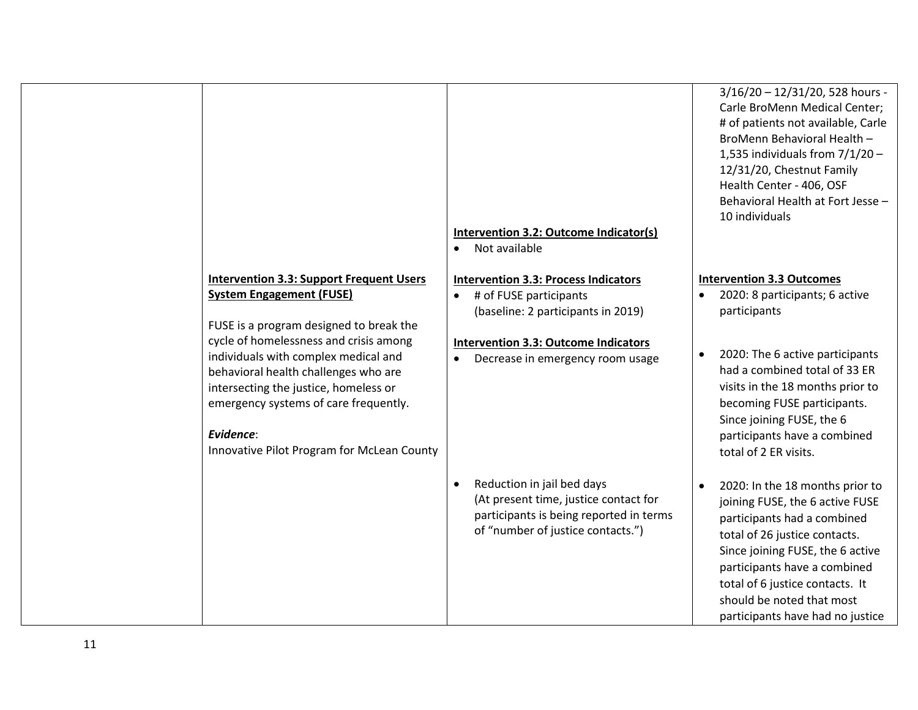| | | | |
|---|---|---|---|
| | | **Intervention 3.2: Outcome Indicator(s)**<br>• Not available | 3/16/20 – 12/31/20, 528 hours - Carle BroMenn Medical Center; # of patients not available, Carle BroMenn Behavioral Health – 1,535 individuals from 7/1/20 – 12/31/20, Chestnut Family Health Center - 406, OSF Behavioral Health at Fort Jesse – 10 individuals |
| | **Intervention 3.3: Support Frequent Users System Engagement (FUSE)**<br><br>FUSE is a program designed to break the cycle of homelessness and crisis among individuals with complex medical and behavioral health challenges who are intersecting the justice, homeless or emergency systems of care frequently.<br><br>***Evidence***:<br>Innovative Pilot Program for McLean County | **Intervention 3.3: Process Indicators**<br>• # of FUSE participants (baseline: 2 participants in 2019)<br><br>**Intervention 3.3: Outcome Indicators**<br>• Decrease in emergency room usage | **Intervention 3.3 Outcomes**<br>• 2020: 8 participants; 6 active participants<br><br>• 2020: The 6 active participants had a combined total of 33 ER visits in the 18 months prior to becoming FUSE participants. Since joining FUSE, the 6 participants have a combined total of 2 ER visits. |
| | | • Reduction in jail bed days (At present time, justice contact for participants is being reported in terms of "number of justice contacts.") | • 2020: In the 18 months prior to joining FUSE, the 6 active FUSE participants had a combined total of 26 justice contacts. Since joining FUSE, the 6 active participants have a combined total of 6 justice contacts. It should be noted that most participants have had no justice |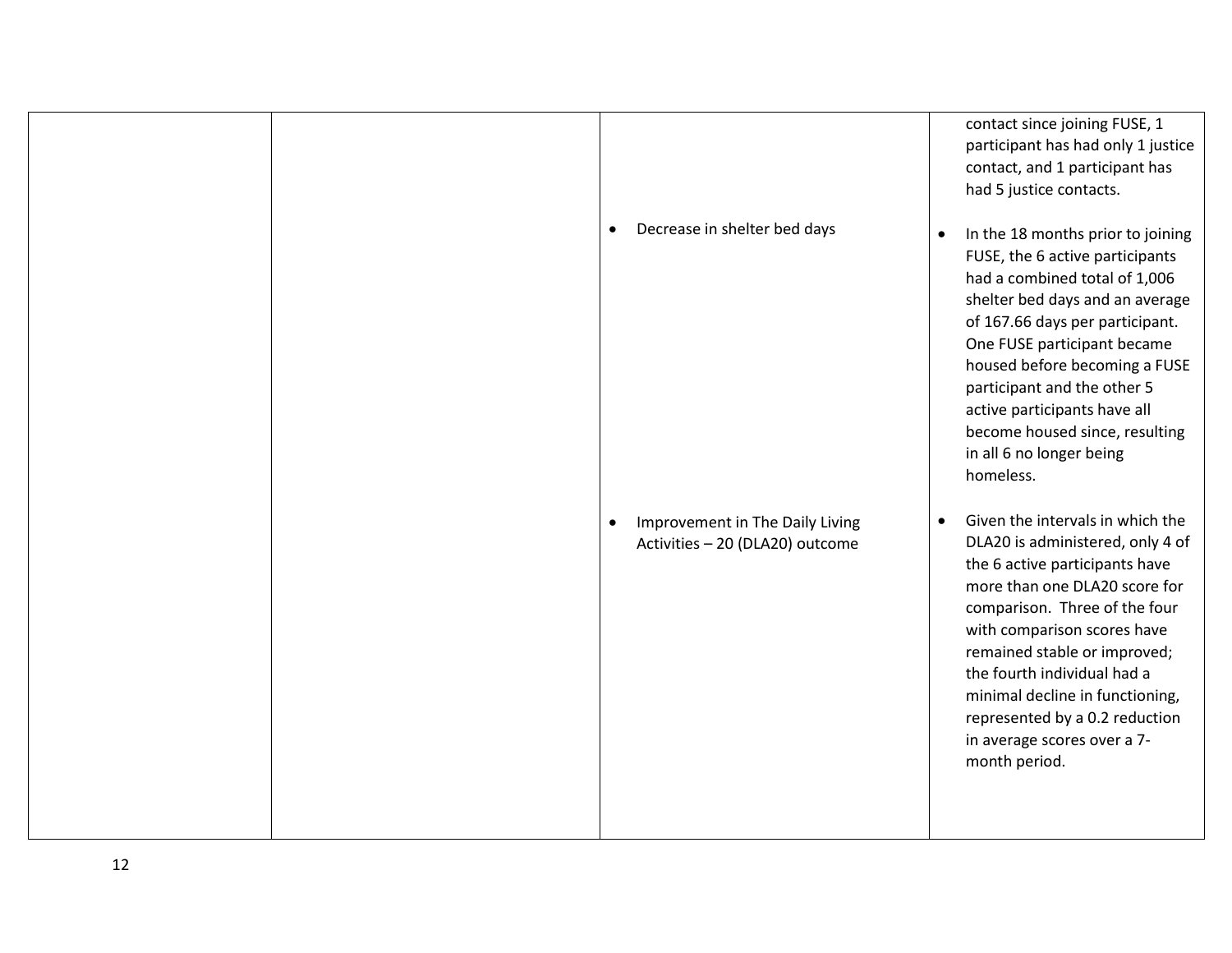| | | | |
|---|---|---|---|
| | | | contact since joining FUSE, 1 participant has had only 1 justice contact, and 1 participant has had 5 justice contacts. |
| | | • Decrease in shelter bed days | • In the 18 months prior to joining FUSE, the 6 active participants had a combined total of 1,006 shelter bed days and an average of 167.66 days per participant. One FUSE participant became housed before becoming a FUSE participant and the other 5 active participants have all become housed since, resulting in all 6 no longer being homeless. |
| | | • Improvement in The Daily Living Activities – 20 (DLA20) outcome | • Given the intervals in which the DLA20 is administered, only 4 of the 6 active participants have more than one DLA20 score for comparison. Three of the four with comparison scores have remained stable or improved; the fourth individual had a minimal decline in functioning, represented by a 0.2 reduction in average scores over a 7-month period. |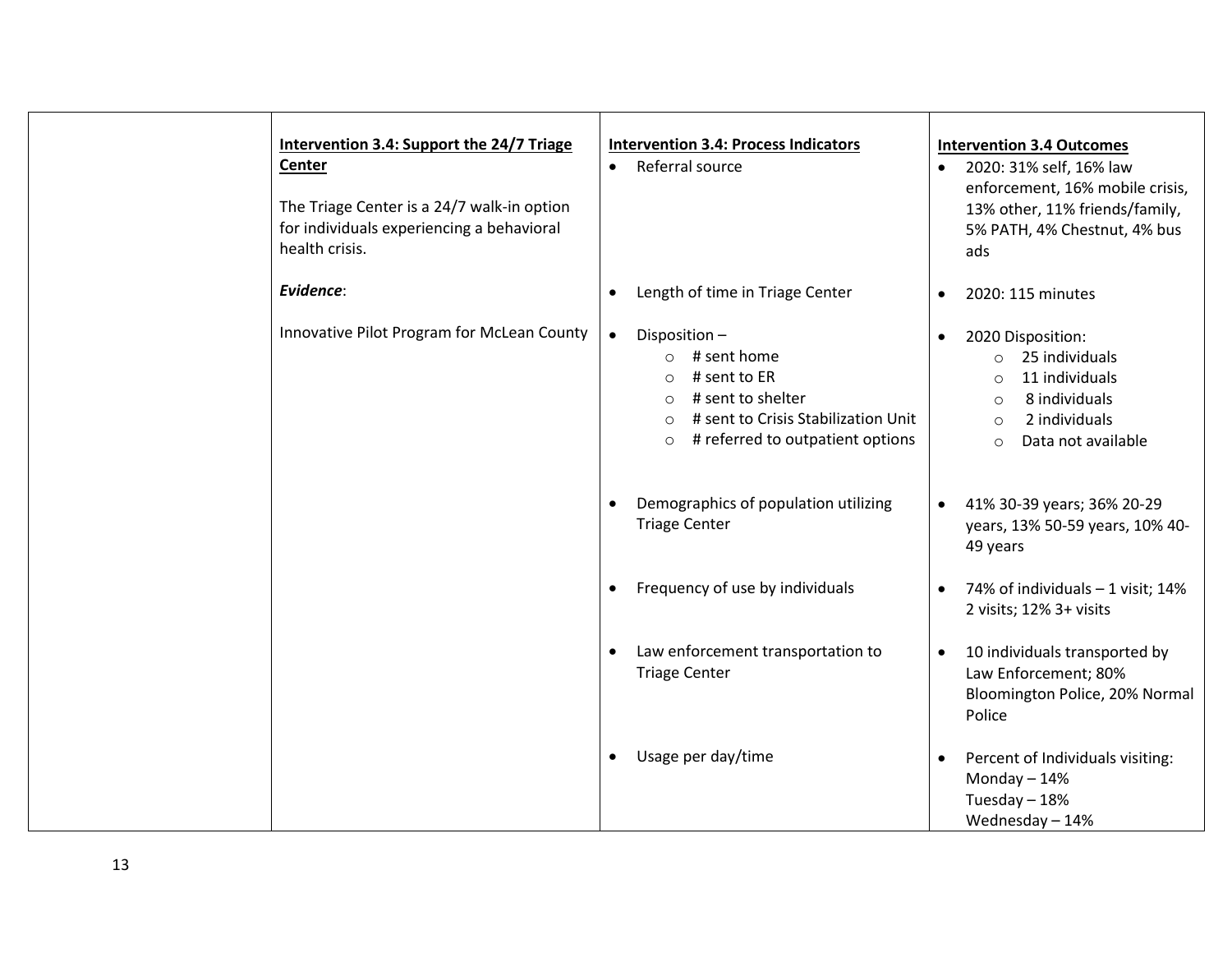|  | **Intervention 3.4: Support the 24/7 Triage Center**<br><br>The Triage Center is a 24/7 walk-in option for individuals experiencing a behavioral health crisis.<br><br>***Evidence***:<br><br>Innovative Pilot Program for McLean County | **Intervention 3.4: Process Indicators** | **Intervention 3.4 Outcomes** |
|---|---|---|---|
|  |  | • Referral source | • 2020: 31% self, 16% law enforcement, 16% mobile crisis, 13% other, 11% friends/family, 5% PATH, 4% Chestnut, 4% bus ads |
|  |  | • Length of time in Triage Center | • 2020: 115 minutes |
|  |  | • Disposition –<br>○ # sent home<br>○ # sent to ER<br>○ # sent to shelter<br>○ # sent to Crisis Stabilization Unit<br>○ # referred to outpatient options | • 2020 Disposition:<br>○ 25 individuals<br>○ 11 individuals<br>○ 8 individuals<br>○ 2 individuals<br>○ Data not available |
|  |  | • Demographics of population utilizing Triage Center | • 41% 30-39 years; 36% 20-29 years, 13% 50-59 years, 10% 40-49 years |
|  |  | • Frequency of use by individuals | • 74% of individuals – 1 visit; 14% 2 visits; 12% 3+ visits |
|  |  | • Law enforcement transportation to Triage Center | • 10 individuals transported by Law Enforcement; 80% Bloomington Police, 20% Normal Police |
|  |  | • Usage per day/time | • Percent of Individuals visiting:<br>Monday – 14%<br>Tuesday – 18%<br>Wednesday – 14% |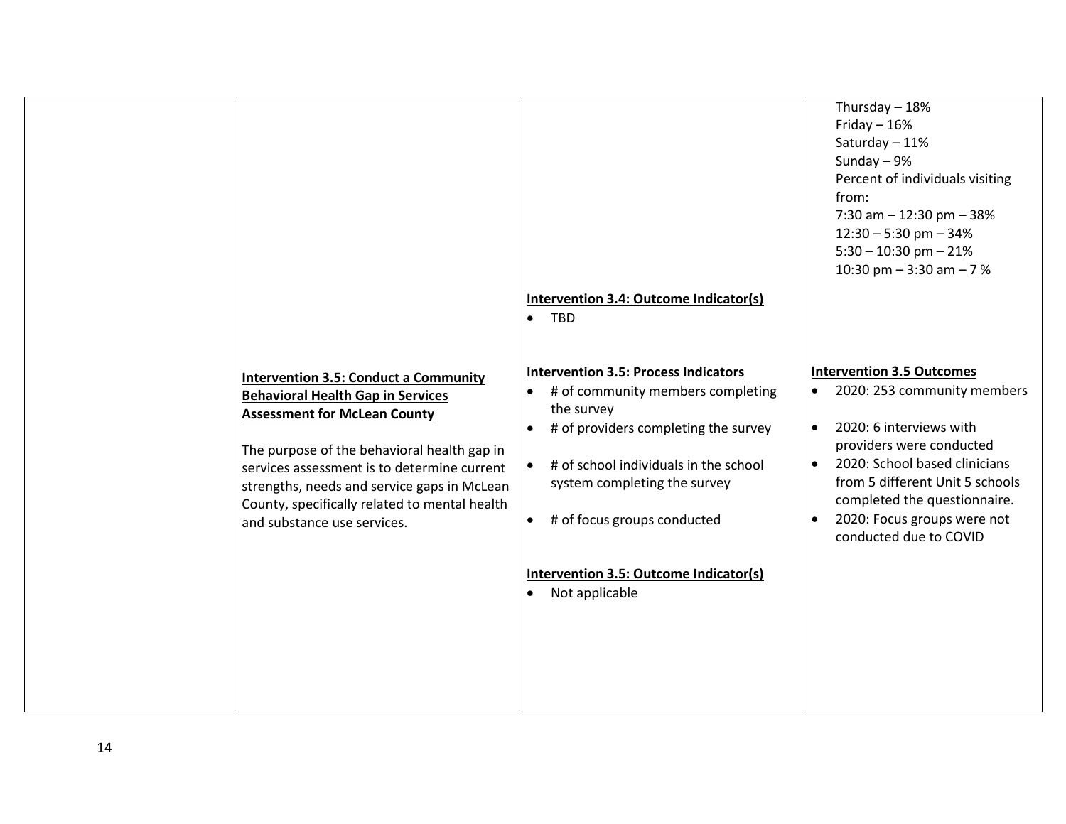| | | | |
|---|---|---|---|
| | | | Thursday – 18%<br>Friday – 16%<br>Saturday – 11%<br>Sunday – 9%<br>Percent of individuals visiting from:<br>7:30 am – 12:30 pm – 38%<br>12:30 – 5:30 pm – 34%<br>5:30 – 10:30 pm – 21%<br>10:30 pm – 3:30 am – 7 % |
| | | **Intervention 3.4: Outcome Indicator(s)**<br>• TBD | |
| | **Intervention 3.5: Conduct a Community Behavioral Health Gap in Services Assessment for McLean County**<br><br>The purpose of the behavioral health gap in services assessment is to determine current strengths, needs and service gaps in McLean County, specifically related to mental health and substance use services. | **Intervention 3.5: Process Indicators**<br>• # of community members completing the survey<br>• # of providers completing the survey<br>• # of school individuals in the school system completing the survey<br>• # of focus groups conducted<br><br>**Intervention 3.5: Outcome Indicator(s)**<br>• Not applicable | **Intervention 3.5 Outcomes**<br>• 2020: 253 community members<br>• 2020: 6 interviews with providers were conducted<br>• 2020: School based clinicians from 5 different Unit 5 schools completed the questionnaire.<br>• 2020: Focus groups were not conducted due to COVID |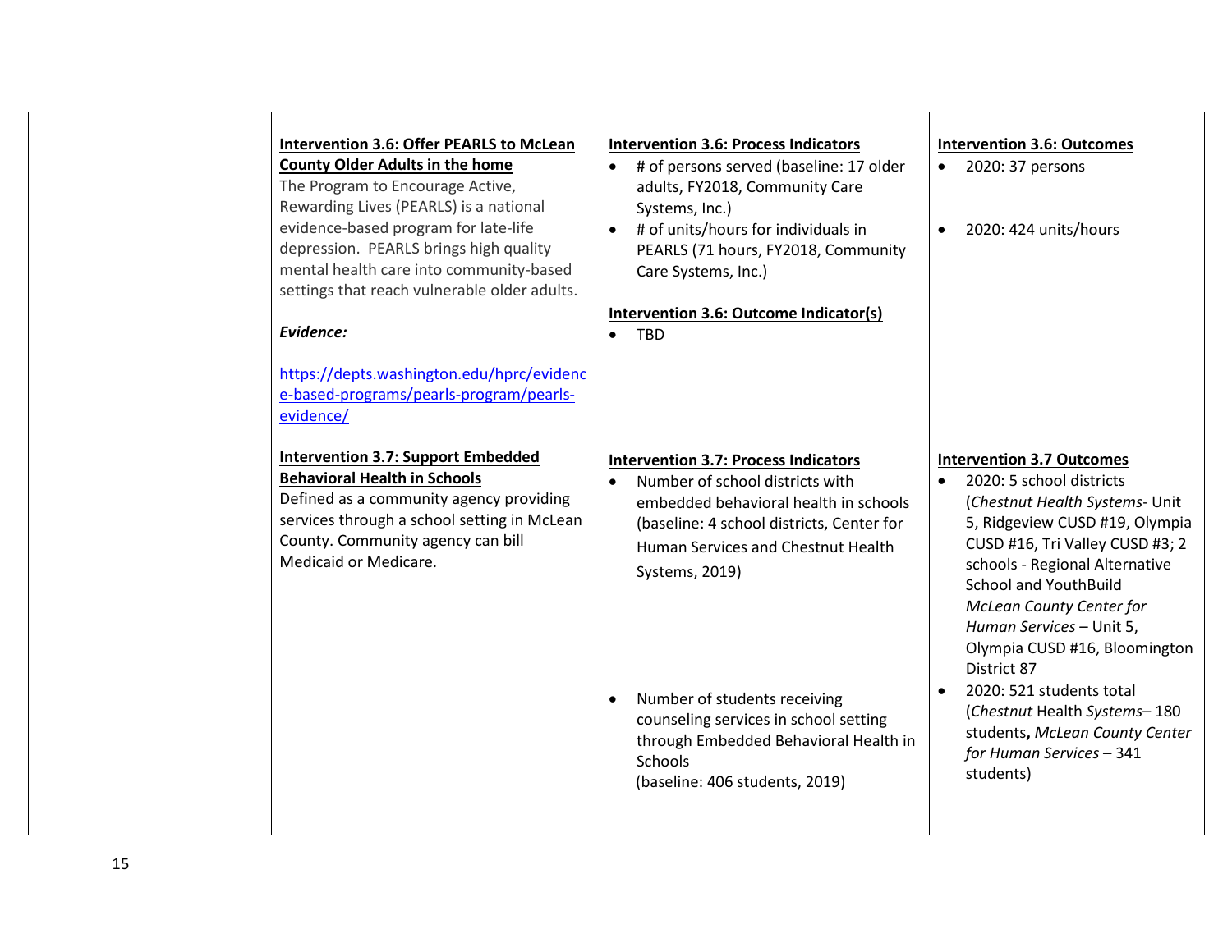| | | | |
|---|---|---|---|
| | **Intervention 3.6: Offer PEARLS to McLean County Older Adults in the home**<br>The Program to Encourage Active, Rewarding Lives (PEARLS) is a national evidence-based program for late-life depression. PEARLS brings high quality mental health care into community-based settings that reach vulnerable older adults.<br><br>***Evidence:***<br><br>https://depts.washington.edu/hprc/evidence-based-programs/pearls-program/pearls-evidence/ | **Intervention 3.6: Process Indicators**<br>• # of persons served (baseline: 17 older adults, FY2018, Community Care Systems, Inc.)<br>• # of units/hours for individuals in PEARLS (71 hours, FY2018, Community Care Systems, Inc.)<br><br>**Intervention 3.6: Outcome Indicator(s)**<br>• TBD | **Intervention 3.6: Outcomes**<br>• 2020: 37 persons<br><br>• 2020: 424 units/hours |
| | **Intervention 3.7: Support Embedded Behavioral Health in Schools**<br>Defined as a community agency providing services through a school setting in McLean County. Community agency can bill Medicaid or Medicare. | **Intervention 3.7: Process Indicators**<br>• Number of school districts with embedded behavioral health in schools (baseline: 4 school districts, Center for Human Services and Chestnut Health Systems, 2019)<br><br>• Number of students receiving counseling services in school setting through Embedded Behavioral Health in Schools (baseline: 406 students, 2019) | **Intervention 3.7 Outcomes**<br>• 2020: 5 school districts (*Chestnut Health Systems*- Unit 5, Ridgeview CUSD #19, Olympia CUSD #16, Tri Valley CUSD #3; 2 schools - Regional Alternative School and YouthBuild *McLean County Center for Human Services* – Unit 5, Olympia CUSD #16, Bloomington District 87<br>• 2020: 521 students total (*Chestnut Health Systems*– 180 students**,** *McLean County Center for Human Services* – 341 students) |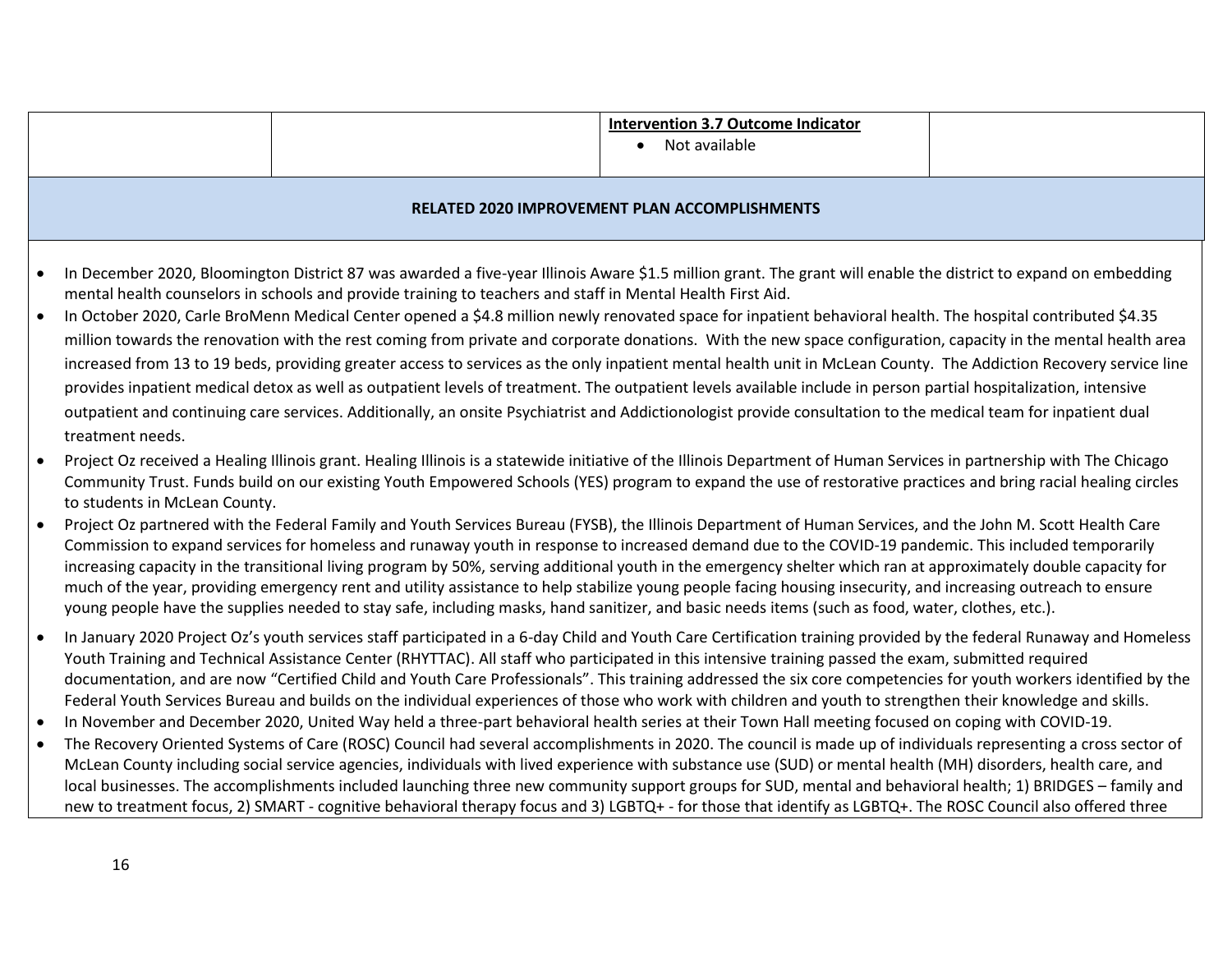| | | Intervention 3.7 Outcome Indicator | |
|---|---|---|---|
| | | • Not available | |

**RELATED 2020 IMPROVEMENT PLAN ACCOMPLISHMENTS**

- In December 2020, Bloomington District 87 was awarded a five-year Illinois Aware $1.5 million grant. The grant will enable the district to expand on embedding mental health counselors in schools and provide training to teachers and staff in Mental Health First Aid.
- In October 2020, Carle BroMenn Medical Center opened a $4.8 million newly renovated space for inpatient behavioral health. The hospital contributed $4.35 million towards the renovation with the rest coming from private and corporate donations. With the new space configuration, capacity in the mental health area increased from 13 to 19 beds, providing greater access to services as the only inpatient mental health unit in McLean County. The Addiction Recovery service line provides inpatient medical detox as well as outpatient levels of treatment. The outpatient levels available include in person partial hospitalization, intensive outpatient and continuing care services. Additionally, an onsite Psychiatrist and Addictionologist provide consultation to the medical team for inpatient dual treatment needs.
- Project Oz received a Healing Illinois grant. Healing Illinois is a statewide initiative of the Illinois Department of Human Services in partnership with The Chicago Community Trust. Funds build on our existing Youth Empowered Schools (YES) program to expand the use of restorative practices and bring racial healing circles to students in McLean County.
- Project Oz partnered with the Federal Family and Youth Services Bureau (FYSB), the Illinois Department of Human Services, and the John M. Scott Health Care Commission to expand services for homeless and runaway youth in response to increased demand due to the COVID-19 pandemic. This included temporarily increasing capacity in the transitional living program by 50%, serving additional youth in the emergency shelter which ran at approximately double capacity for much of the year, providing emergency rent and utility assistance to help stabilize young people facing housing insecurity, and increasing outreach to ensure young people have the supplies needed to stay safe, including masks, hand sanitizer, and basic needs items (such as food, water, clothes, etc.).
- In January 2020 Project Oz's youth services staff participated in a 6-day Child and Youth Care Certification training provided by the federal Runaway and Homeless Youth Training and Technical Assistance Center (RHYTTAC). All staff who participated in this intensive training passed the exam, submitted required documentation, and are now "Certified Child and Youth Care Professionals". This training addressed the six core competencies for youth workers identified by the Federal Youth Services Bureau and builds on the individual experiences of those who work with children and youth to strengthen their knowledge and skills.
- In November and December 2020, United Way held a three-part behavioral health series at their Town Hall meeting focused on coping with COVID-19.
- The Recovery Oriented Systems of Care (ROSC) Council had several accomplishments in 2020. The council is made up of individuals representing a cross sector of McLean County including social service agencies, individuals with lived experience with substance use (SUD) or mental health (MH) disorders, health care, and local businesses. The accomplishments included launching three new community support groups for SUD, mental and behavioral health; 1) BRIDGES – family and new to treatment focus, 2) SMART - cognitive behavioral therapy focus and 3) LGBTQ+ - for those that identify as LGBTQ+. The ROSC Council also offered three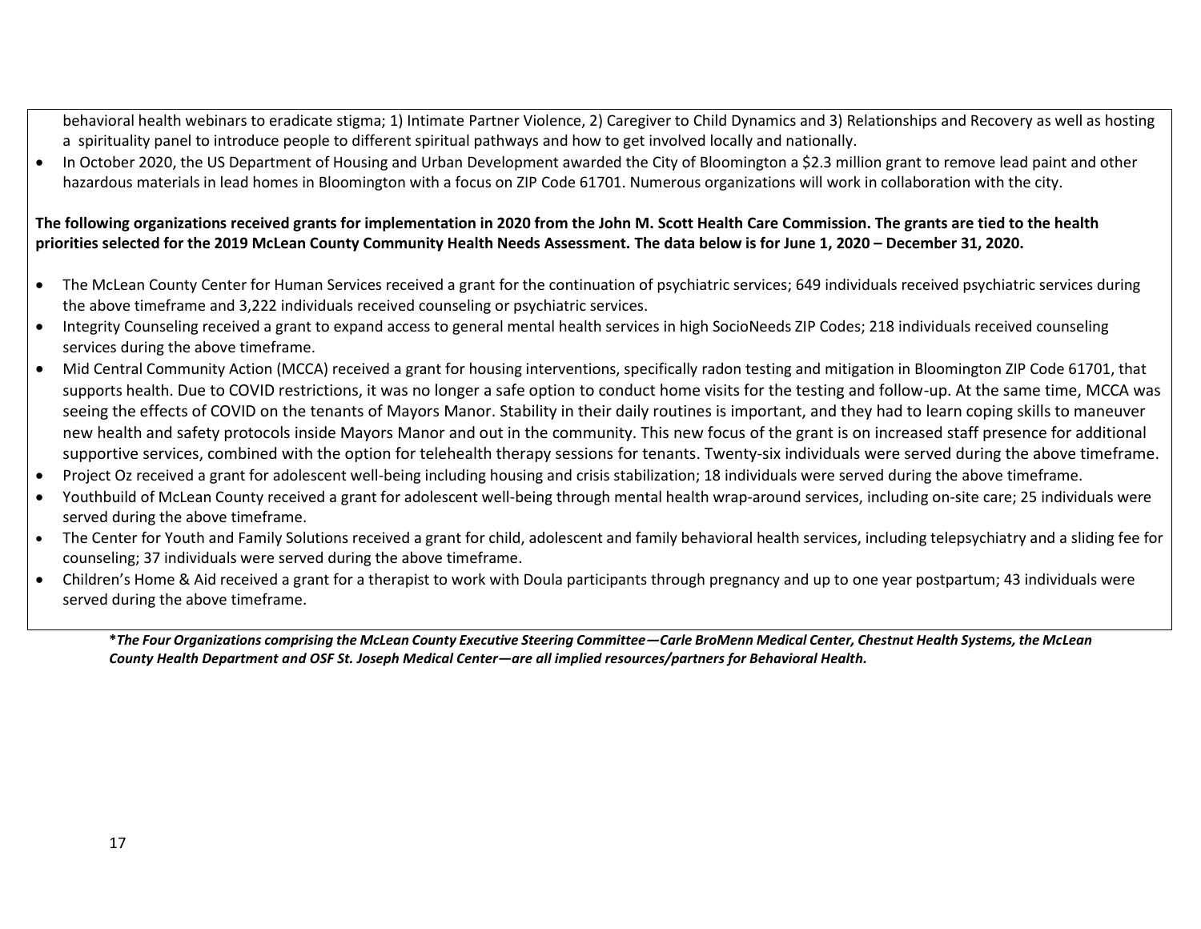behavioral health webinars to eradicate stigma; 1) Intimate Partner Violence, 2) Caregiver to Child Dynamics and 3) Relationships and Recovery as well as hosting a spirituality panel to introduce people to different spiritual pathways and how to get involved locally and nationally.

- In October 2020, the US Department of Housing and Urban Development awarded the City of Bloomington a $2.3 million grant to remove lead paint and other hazardous materials in lead homes in Bloomington with a focus on ZIP Code 61701. Numerous organizations will work in collaboration with the city.

**The following organizations received grants for implementation in 2020 from the John M. Scott Health Care Commission. The grants are tied to the health priorities selected for the 2019 McLean County Community Health Needs Assessment. The data below is for June 1, 2020 – December 31, 2020.**

- The McLean County Center for Human Services received a grant for the continuation of psychiatric services; 649 individuals received psychiatric services during the above timeframe and 3,222 individuals received counseling or psychiatric services.
- Integrity Counseling received a grant to expand access to general mental health services in high SocioNeeds ZIP Codes; 218 individuals received counseling services during the above timeframe.
- Mid Central Community Action (MCCA) received a grant for housing interventions, specifically radon testing and mitigation in Bloomington ZIP Code 61701, that supports health. Due to COVID restrictions, it was no longer a safe option to conduct home visits for the testing and follow-up. At the same time, MCCA was seeing the effects of COVID on the tenants of Mayors Manor. Stability in their daily routines is important, and they had to learn coping skills to maneuver new health and safety protocols inside Mayors Manor and out in the community. This new focus of the grant is on increased staff presence for additional supportive services, combined with the option for telehealth therapy sessions for tenants. Twenty-six individuals were served during the above timeframe.
- Project Oz received a grant for adolescent well-being including housing and crisis stabilization; 18 individuals were served during the above timeframe.
- Youthbuild of McLean County received a grant for adolescent well-being through mental health wrap-around services, including on-site care; 25 individuals were served during the above timeframe.
- The Center for Youth and Family Solutions received a grant for child, adolescent and family behavioral health services, including telepsychiatry and a sliding fee for counseling; 37 individuals were served during the above timeframe.
- Children's Home & Aid received a grant for a therapist to work with Doula participants through pregnancy and up to one year postpartum; 43 individuals were served during the above timeframe.

***The Four Organizations comprising the McLean County Executive Steering Committee—Carle BroMenn Medical Center, Chestnut Health Systems, the McLean County Health Department and OSF St. Joseph Medical Center—are all implied resources/partners for Behavioral Health.***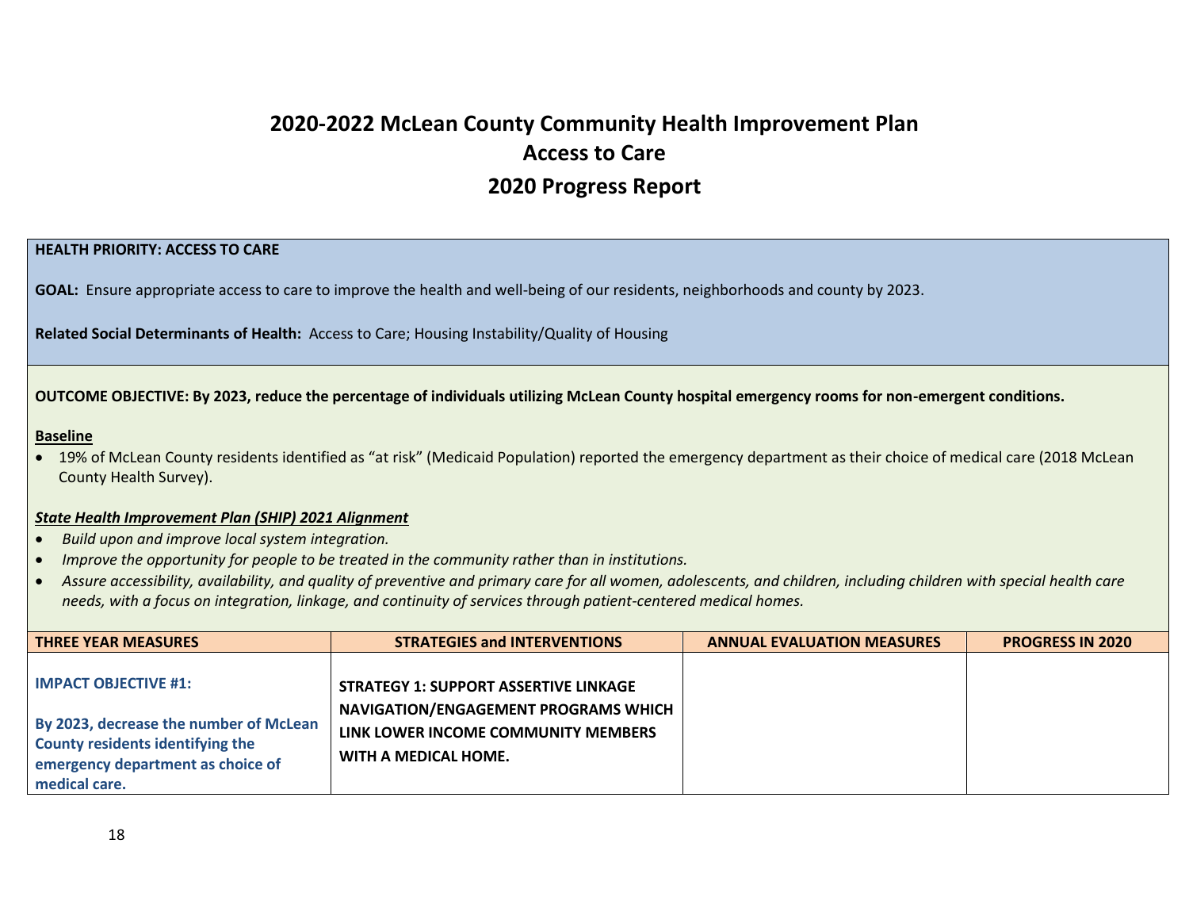# 2020-2022 McLean County Community Health Improvement Plan
## Access to Care
## 2020 Progress Report

**HEALTH PRIORITY: ACCESS TO CARE**

**GOAL:** Ensure appropriate access to care to improve the health and well-being of our residents, neighborhoods and county by 2023.

**Related Social Determinants of Health:** Access to Care; Housing Instability/Quality of Housing

**OUTCOME OBJECTIVE: By 2023, reduce the percentage of individuals utilizing McLean County hospital emergency rooms for non-emergent conditions.**

**Baseline**

- 19% of McLean County residents identified as "at risk" (Medicaid Population) reported the emergency department as their choice of medical care (2018 McLean County Health Survey).

***State Health Improvement Plan (SHIP) 2021 Alignment***

- *Build upon and improve local system integration.*
- *Improve the opportunity for people to be treated in the community rather than in institutions.*
- *Assure accessibility, availability, and quality of preventive and primary care for all women, adolescents, and children, including children with special health care needs, with a focus on integration, linkage, and continuity of services through patient-centered medical homes.*

| THREE YEAR MEASURES | STRATEGIES and INTERVENTIONS | ANNUAL EVALUATION MEASURES | PROGRESS IN 2020 |
|---|---|---|---|
| **IMPACT OBJECTIVE #1:** <br><br> **By 2023, decrease the number of McLean County residents identifying the emergency department as choice of medical care.** | **STRATEGY 1: SUPPORT ASSERTIVE LINKAGE NAVIGATION/ENGAGEMENT PROGRAMS WHICH LINK LOWER INCOME COMMUNITY MEMBERS WITH A MEDICAL HOME.** | | |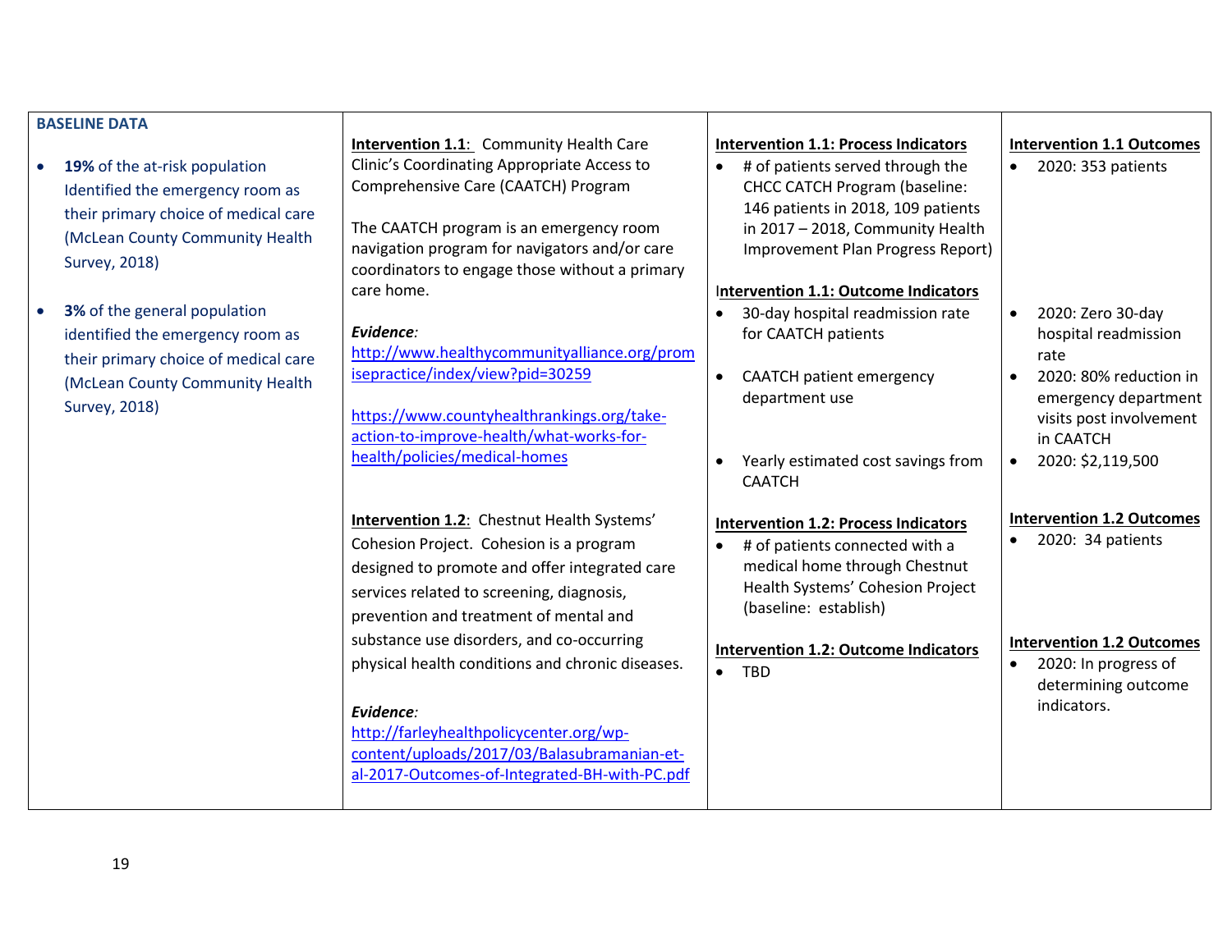| BASELINE DATA | | | |
|---|---|---|---|
| • **19%** of the at-risk population Identified the emergency room as their primary choice of medical care (McLean County Community Health Survey, 2018)<br><br>• **3%** of the general population identified the emergency room as their primary choice of medical care (McLean County Community Health Survey, 2018) | **Intervention 1.1**: Community Health Care Clinic's Coordinating Appropriate Access to Comprehensive Care (CAATCH) Program<br><br>The CAATCH program is an emergency room navigation program for navigators and/or care coordinators to engage those without a primary care home.<br><br>***Evidence:***<br>http://www.healthycommunityalliance.org/promisepractice/index/view?pid=30259<br><br>https://www.countyhealthrankings.org/take-action-to-improve-health/what-works-for-health/policies/medical-homes | **Intervention 1.1: Process Indicators**<br>• # of patients served through the CHCC CATCH Program (baseline: 146 patients in 2018, 109 patients in 2017 – 2018, Community Health Improvement Plan Progress Report)<br><br>**Intervention 1.1: Outcome Indicators**<br>• 30-day hospital readmission rate for CAATCH patients<br>• CAATCH patient emergency department use<br>• Yearly estimated cost savings from CAATCH | **Intervention 1.1 Outcomes**<br>• 2020: 353 patients<br><br>• 2020: Zero 30-day hospital readmission rate<br>• 2020: 80% reduction in emergency department visits post involvement in CAATCH<br>• 2020: $2,119,500 |
| | **Intervention 1.2**: Chestnut Health Systems' Cohesion Project. Cohesion is a program designed to promote and offer integrated care services related to screening, diagnosis, prevention and treatment of mental and substance use disorders, and co-occurring physical health conditions and chronic diseases.<br><br>***Evidence:***<br>http://farleyhealthpolicycenter.org/wp-content/uploads/2017/03/Balasubramanian-et-al-2017-Outcomes-of-Integrated-BH-with-PC.pdf | **Intervention 1.2: Process Indicators**<br>• # of patients connected with a medical home through Chestnut Health Systems' Cohesion Project (baseline: establish)<br><br>**Intervention 1.2: Outcome Indicators**<br>• TBD | **Intervention 1.2 Outcomes**<br>• 2020: 34 patients<br><br>**Intervention 1.2 Outcomes**<br>• 2020: In progress of determining outcome indicators. |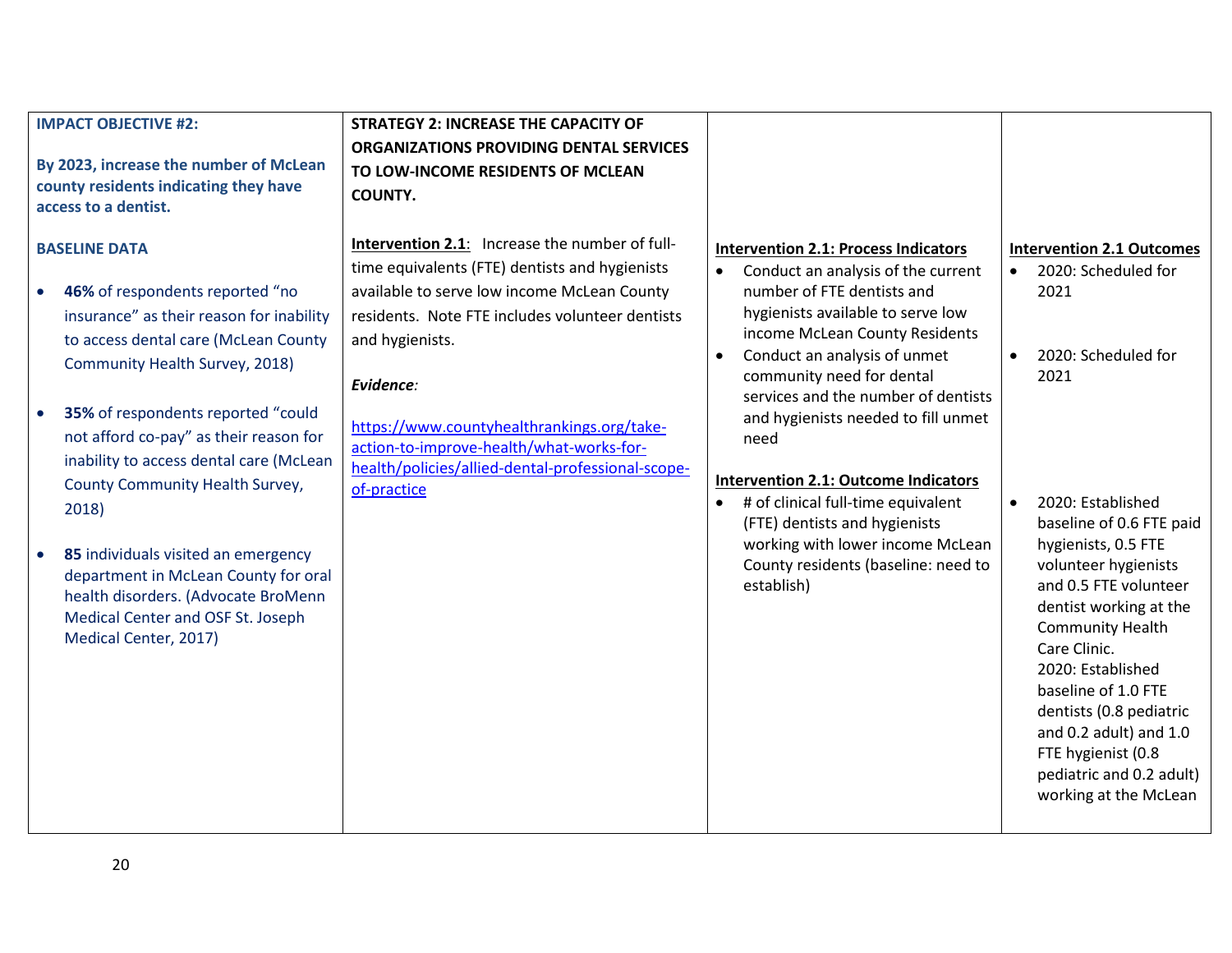| IMPACT OBJECTIVE #2:<br><br>By 2023, increase the number of McLean county residents indicating they have access to a dentist. | STRATEGY 2: INCREASE THE CAPACITY OF ORGANIZATIONS PROVIDING DENTAL SERVICES TO LOW-INCOME RESIDENTS OF MCLEAN COUNTY. | | |
|---|---|---|---|
| **BASELINE DATA**<br><br>• **46%** of respondents reported "no insurance" as their reason for inability to access dental care (McLean County Community Health Survey, 2018)<br><br>• **35%** of respondents reported "could not afford co-pay" as their reason for inability to access dental care (McLean County Community Health Survey, 2018)<br><br>• **85** individuals visited an emergency department in McLean County for oral health disorders. (Advocate BroMenn Medical Center and OSF St. Joseph Medical Center, 2017) | **Intervention 2.1**: Increase the number of full-time equivalents (FTE) dentists and hygienists available to serve low income McLean County residents. Note FTE includes volunteer dentists and hygienists.<br><br>***Evidence:***<br><br>https://www.countyhealthrankings.org/take-action-to-improve-health/what-works-for-health/policies/allied-dental-professional-scope-of-practice | **Intervention 2.1: Process Indicators**<br>• Conduct an analysis of the current number of FTE dentists and hygienists available to serve low income McLean County Residents<br>• Conduct an analysis of unmet community need for dental services and the number of dentists and hygienists needed to fill unmet need<br><br>**Intervention 2.1: Outcome Indicators**<br>• # of clinical full-time equivalent (FTE) dentists and hygienists working with lower income McLean County residents (baseline: need to establish) | **Intervention 2.1 Outcomes**<br>• 2020: Scheduled for 2021<br><br>• 2020: Scheduled for 2021<br><br>• 2020: Established baseline of 0.6 FTE paid hygienists, 0.5 FTE volunteer hygienists and 0.5 FTE volunteer dentist working at the Community Health Care Clinic.<br>2020: Established baseline of 1.0 FTE dentists (0.8 pediatric and 0.2 adult) and 1.0 FTE hygienist (0.8 pediatric and 0.2 adult) working at the McLean |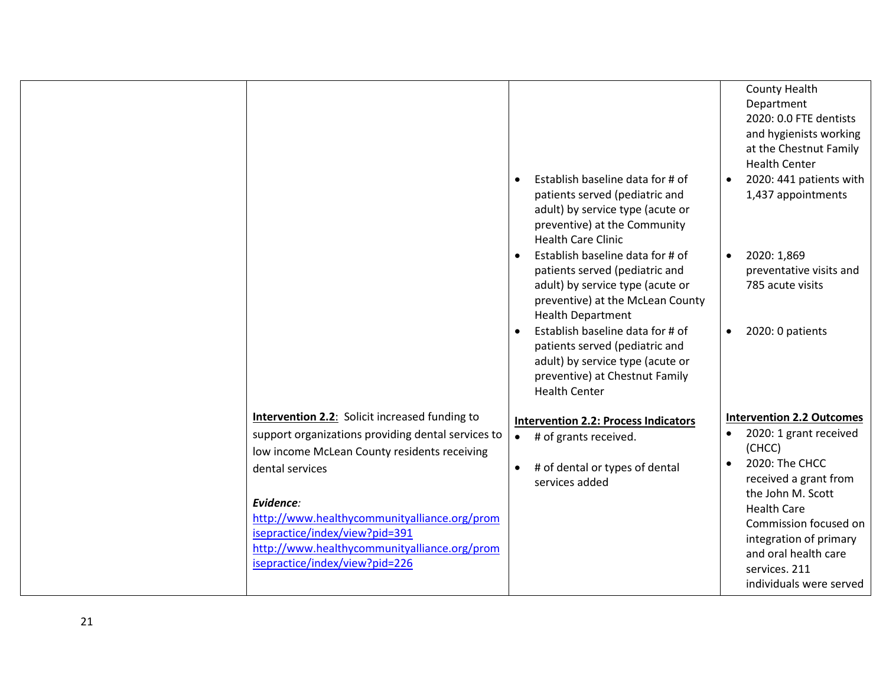| | | | |
|---|---|---|---|
| | | • Establish baseline data for # of patients served (pediatric and adult) by service type (acute or preventive) at the Community Health Care Clinic<br>• Establish baseline data for # of patients served (pediatric and adult) by service type (acute or preventive) at the McLean County Health Department<br>• Establish baseline data for # of patients served (pediatric and adult) by service type (acute or preventive) at Chestnut Family Health Center | County Health Department<br>2020: 0.0 FTE dentists and hygienists working at the Chestnut Family Health Center<br>• 2020: 441 patients with 1,437 appointments<br>• 2020: 1,869 preventative visits and 785 acute visits<br>• 2020: 0 patients |
| | **Intervention 2.2**: Solicit increased funding to support organizations providing dental services to low income McLean County residents receiving dental services<br><br>***Evidence**:*<br>http://www.healthycommunityalliance.org/promisepractice/index/view?pid=391<br>http://www.healthycommunityalliance.org/promisepractice/index/view?pid=226 | **Intervention 2.2: Process Indicators**<br>• # of grants received.<br>• # of dental or types of dental services added | **Intervention 2.2 Outcomes**<br>• 2020: 1 grant received (CHCC)<br>• 2020: The CHCC received a grant from the John M. Scott Health Care Commission focused on integration of primary and oral health care services. 211 individuals were served |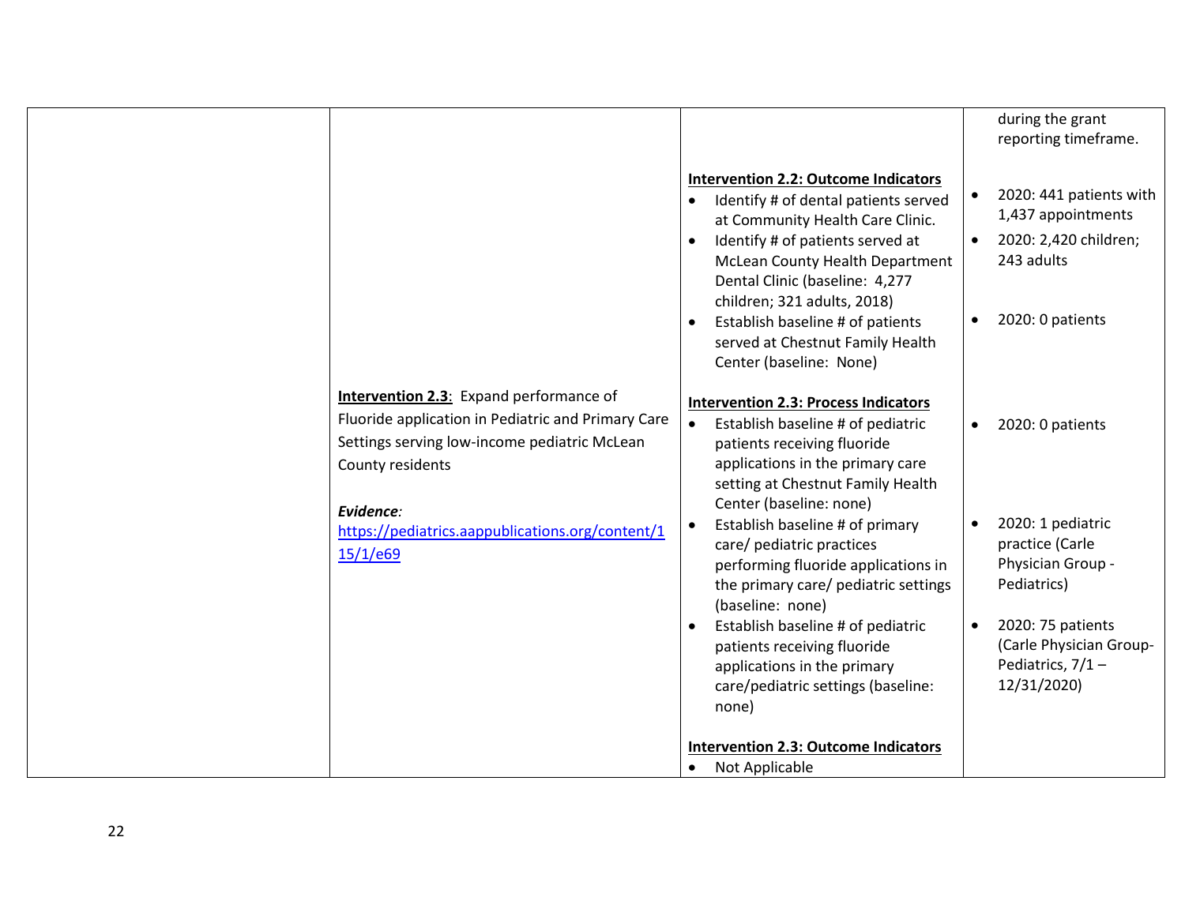| | | | |
|---|---|---|---|
| | | | during the grant reporting timeframe. |
| | | **Intervention 2.2: Outcome Indicators**<br>• Identify # of dental patients served at Community Health Care Clinic.<br>• Identify # of patients served at McLean County Health Department Dental Clinic (baseline: 4,277 children; 321 adults, 2018)<br>• Establish baseline # of patients served at Chestnut Family Health Center (baseline: None) | • 2020: 441 patients with 1,437 appointments<br>• 2020: 2,420 children; 243 adults<br>• 2020: 0 patients |
| | **Intervention 2.3**: Expand performance of Fluoride application in Pediatric and Primary Care Settings serving low-income pediatric McLean County residents<br><br>***Evidence**:*<br>https://pediatrics.aappublications.org/content/115/1/e69 | **Intervention 2.3: Process Indicators**<br>• Establish baseline # of pediatric patients receiving fluoride applications in the primary care setting at Chestnut Family Health Center (baseline: none)<br>• Establish baseline # of primary care/ pediatric practices performing fluoride applications in the primary care/ pediatric settings (baseline: none)<br>• Establish baseline # of pediatric patients receiving fluoride applications in the primary care/pediatric settings (baseline: none)<br><br>**Intervention 2.3: Outcome Indicators**<br>• Not Applicable | • 2020: 0 patients<br>• 2020: 1 pediatric practice (Carle Physician Group - Pediatrics)<br>• 2020: 75 patients (Carle Physician Group-Pediatrics, 7/1 – 12/31/2020) |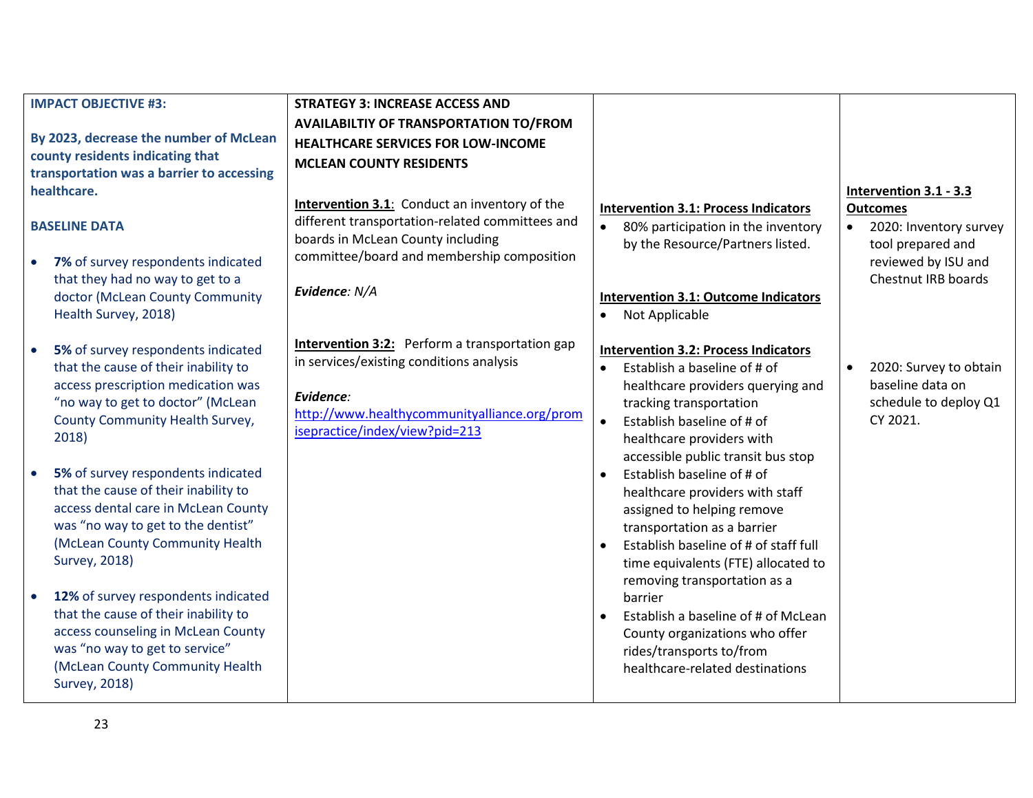| IMPACT OBJECTIVE #3: | STRATEGY 3: INCREASE ACCESS AND AVAILABILTIY OF TRANSPORTATION TO/FROM HEALTHCARE SERVICES FOR LOW-INCOME MCLEAN COUNTY RESIDENTS | | |
|---|---|---|---|
| **By 2023, decrease the number of McLean county residents indicating that transportation was a barrier to accessing healthcare.**<br><br>**BASELINE DATA**<br><br>• **7%** of survey respondents indicated that they had no way to get to a doctor (McLean County Community Health Survey, 2018)<br><br>• **5%** of survey respondents indicated that the cause of their inability to access prescription medication was "no way to get to doctor" (McLean County Community Health Survey, 2018)<br><br>• **5%** of survey respondents indicated that the cause of their inability to access dental care in McLean County was "no way to get to the dentist" (McLean County Community Health Survey, 2018)<br><br>• **12%** of survey respondents indicated that the cause of their inability to access counseling in McLean County was "no way to get to service" (McLean County Community Health Survey, 2018) | **Intervention 3.1**: Conduct an inventory of the different transportation-related committees and boards in McLean County including committee/board and membership composition<br><br>***Evidence***: *N/A*<br><br>**Intervention 3:2:** Perform a transportation gap in services/existing conditions analysis<br><br>***Evidence:***<br>[http://www.healthycommunityalliance.org/promisepractice/index/view?pid=213](http://www.healthycommunityalliance.org/promisepractice/index/view?pid=213) | **Intervention 3.1: Process Indicators**<br>• 80% participation in the inventory by the Resource/Partners listed.<br><br>**Intervention 3.1: Outcome Indicators**<br>• Not Applicable<br><br>**Intervention 3.2: Process Indicators**<br>• Establish a baseline of # of healthcare providers querying and tracking transportation<br>• Establish baseline of # of healthcare providers with accessible public transit bus stop<br>• Establish baseline of # of healthcare providers with staff assigned to helping remove transportation as a barrier<br>• Establish baseline of # of staff full time equivalents (FTE) allocated to removing transportation as a barrier<br>• Establish a baseline of # of McLean County organizations who offer rides/transports to/from healthcare-related destinations | **Intervention 3.1 - 3.3 Outcomes**<br>• 2020: Inventory survey tool prepared and reviewed by ISU and Chestnut IRB boards<br><br>• 2020: Survey to obtain baseline data on schedule to deploy Q1 CY 2021. |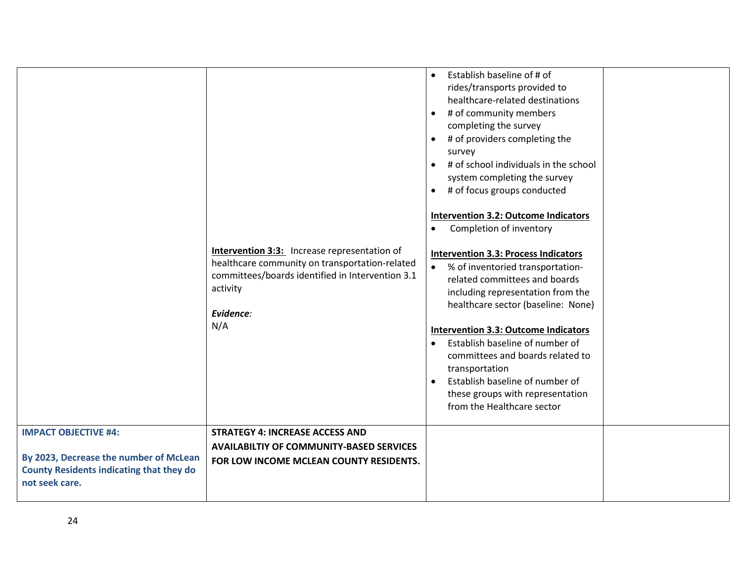| | | | |
|---|---|---|---|
| | **Intervention 3:3:** Increase representation of healthcare community on transportation-related committees/boards identified in Intervention 3.1 activity<br><br>***Evidence:***<br>N/A | • Establish baseline of # of rides/transports provided to healthcare-related destinations<br>• # of community members completing the survey<br>• # of providers completing the survey<br>• # of school individuals in the school system completing the survey<br>• # of focus groups conducted<br><br>**Intervention 3.2: Outcome Indicators**<br>• Completion of inventory<br><br>**Intervention 3.3: Process Indicators**<br>• % of inventoried transportation-related committees and boards including representation from the healthcare sector (baseline: None)<br><br>**Intervention 3.3: Outcome Indicators**<br>• Establish baseline of number of committees and boards related to transportation<br>• Establish baseline of number of these groups with representation from the Healthcare sector | |
| **IMPACT OBJECTIVE #4:**<br><br>**By 2023, Decrease the number of McLean County Residents indicating that they do not seek care.** | **STRATEGY 4: INCREASE ACCESS AND AVAILABILTIY OF COMMUNITY-BASED SERVICES FOR LOW INCOME MCLEAN COUNTY RESIDENTS.** | | |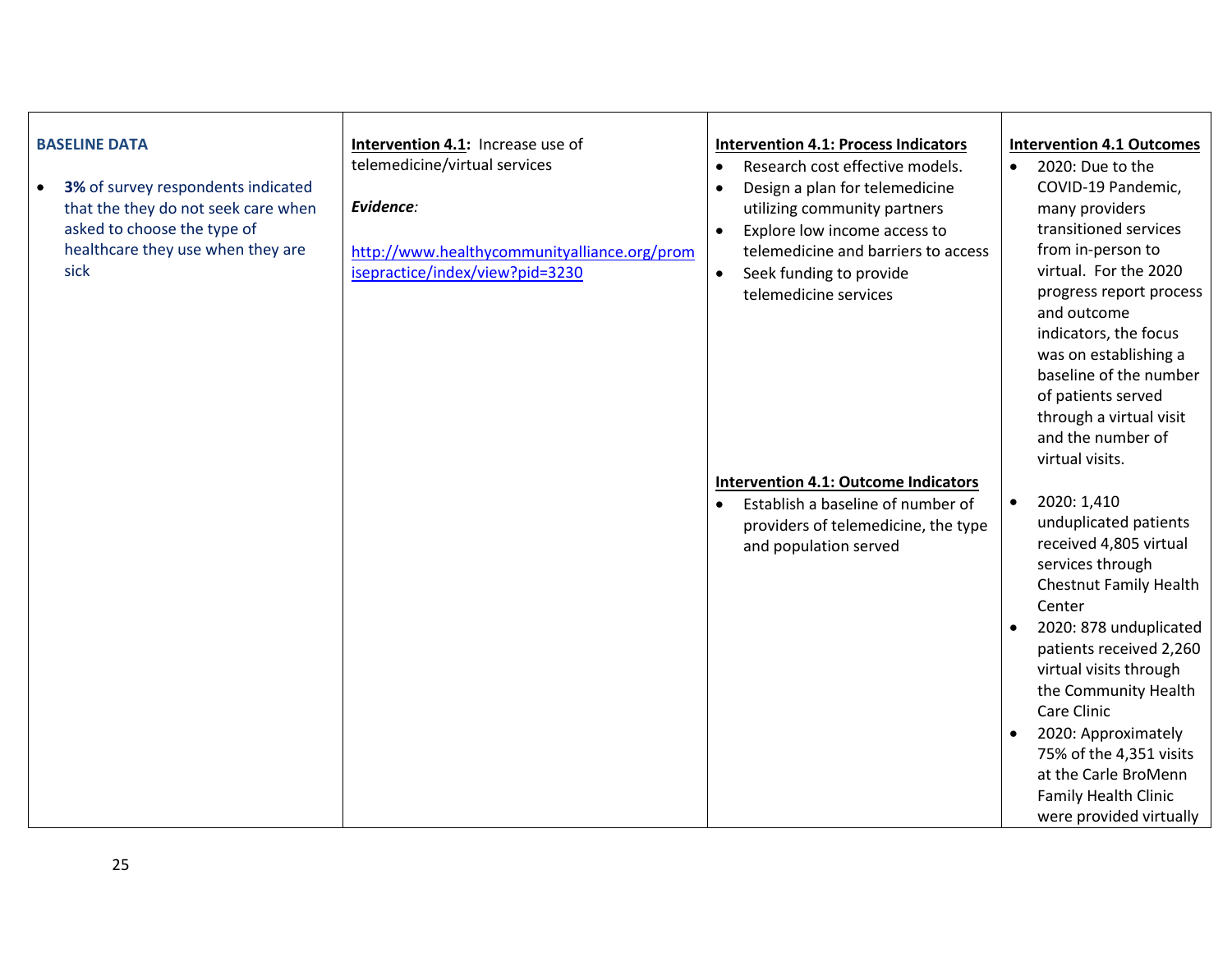| BASELINE DATA | Intervention 4.1: Increase use of telemedicine/virtual services | Intervention 4.1: Process Indicators | Intervention 4.1 Outcomes |
|---|---|---|---|
| • **3%** of survey respondents indicated that the they do not seek care when asked to choose the type of healthcare they use when they are sick | ***Evidence:***<br><br>[http://www.healthycommunityalliance.org/promisepractice/index/view?pid=3230](http://www.healthycommunityalliance.org/promisepractice/index/view?pid=3230) | • Research cost effective models.<br>• Design a plan for telemedicine utilizing community partners<br>• Explore low income access to telemedicine and barriers to access<br>• Seek funding to provide telemedicine services<br><br>**Intervention 4.1: Outcome Indicators**<br>• Establish a baseline of number of providers of telemedicine, the type and population served | • 2020: Due to the COVID-19 Pandemic, many providers transitioned services from in-person to virtual. For the 2020 progress report process and outcome indicators, the focus was on establishing a baseline of the number of patients served through a virtual visit and the number of virtual visits.<br><br>• 2020: 1,410 unduplicated patients received 4,805 virtual services through Chestnut Family Health Center<br>• 2020: 878 unduplicated patients received 2,260 virtual visits through the Community Health Care Clinic<br>• 2020: Approximately 75% of the 4,351 visits at the Carle BroMenn Family Health Clinic were provided virtually |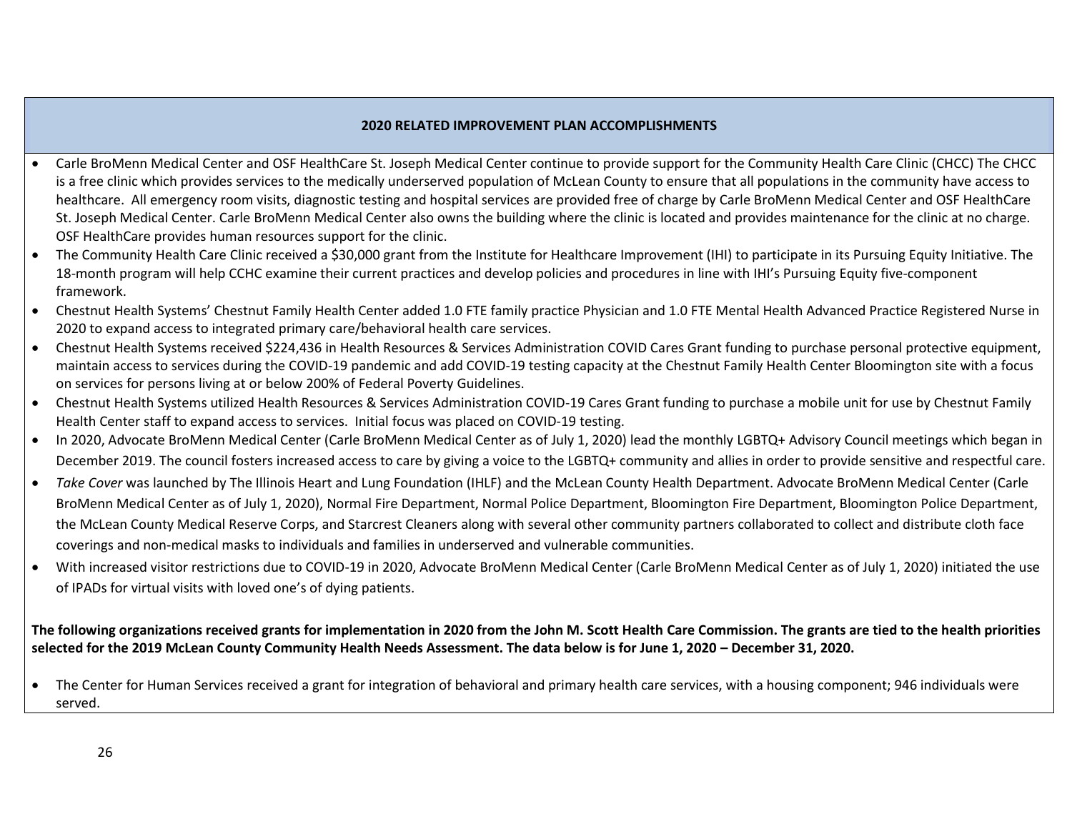**2020 RELATED IMPROVEMENT PLAN ACCOMPLISHMENTS**

- Carle BroMenn Medical Center and OSF HealthCare St. Joseph Medical Center continue to provide support for the Community Health Care Clinic (CHCC) The CHCC is a free clinic which provides services to the medically underserved population of McLean County to ensure that all populations in the community have access to healthcare. All emergency room visits, diagnostic testing and hospital services are provided free of charge by Carle BroMenn Medical Center and OSF HealthCare St. Joseph Medical Center. Carle BroMenn Medical Center also owns the building where the clinic is located and provides maintenance for the clinic at no charge. OSF HealthCare provides human resources support for the clinic.
- The Community Health Care Clinic received a $30,000 grant from the Institute for Healthcare Improvement (IHI) to participate in its Pursuing Equity Initiative. The 18-month program will help CCHC examine their current practices and develop policies and procedures in line with IHI's Pursuing Equity five-component framework.
- Chestnut Health Systems' Chestnut Family Health Center added 1.0 FTE family practice Physician and 1.0 FTE Mental Health Advanced Practice Registered Nurse in 2020 to expand access to integrated primary care/behavioral health care services.
- Chestnut Health Systems received $224,436 in Health Resources & Services Administration COVID Cares Grant funding to purchase personal protective equipment, maintain access to services during the COVID-19 pandemic and add COVID-19 testing capacity at the Chestnut Family Health Center Bloomington site with a focus on services for persons living at or below 200% of Federal Poverty Guidelines.
- Chestnut Health Systems utilized Health Resources & Services Administration COVID-19 Cares Grant funding to purchase a mobile unit for use by Chestnut Family Health Center staff to expand access to services. Initial focus was placed on COVID-19 testing.
- In 2020, Advocate BroMenn Medical Center (Carle BroMenn Medical Center as of July 1, 2020) lead the monthly LGBTQ+ Advisory Council meetings which began in December 2019. The council fosters increased access to care by giving a voice to the LGBTQ+ community and allies in order to provide sensitive and respectful care.
- *Take Cover* was launched by The Illinois Heart and Lung Foundation (IHLF) and the McLean County Health Department. Advocate BroMenn Medical Center (Carle BroMenn Medical Center as of July 1, 2020), Normal Fire Department, Normal Police Department, Bloomington Fire Department, Bloomington Police Department, the McLean County Medical Reserve Corps, and Starcrest Cleaners along with several other community partners collaborated to collect and distribute cloth face coverings and non-medical masks to individuals and families in underserved and vulnerable communities.
- With increased visitor restrictions due to COVID-19 in 2020, Advocate BroMenn Medical Center (Carle BroMenn Medical Center as of July 1, 2020) initiated the use of IPADs for virtual visits with loved one's of dying patients.

**The following organizations received grants for implementation in 2020 from the John M. Scott Health Care Commission. The grants are tied to the health priorities selected for the 2019 McLean County Community Health Needs Assessment. The data below is for June 1, 2020 – December 31, 2020.**

- The Center for Human Services received a grant for integration of behavioral and primary health care services, with a housing component; 946 individuals were served.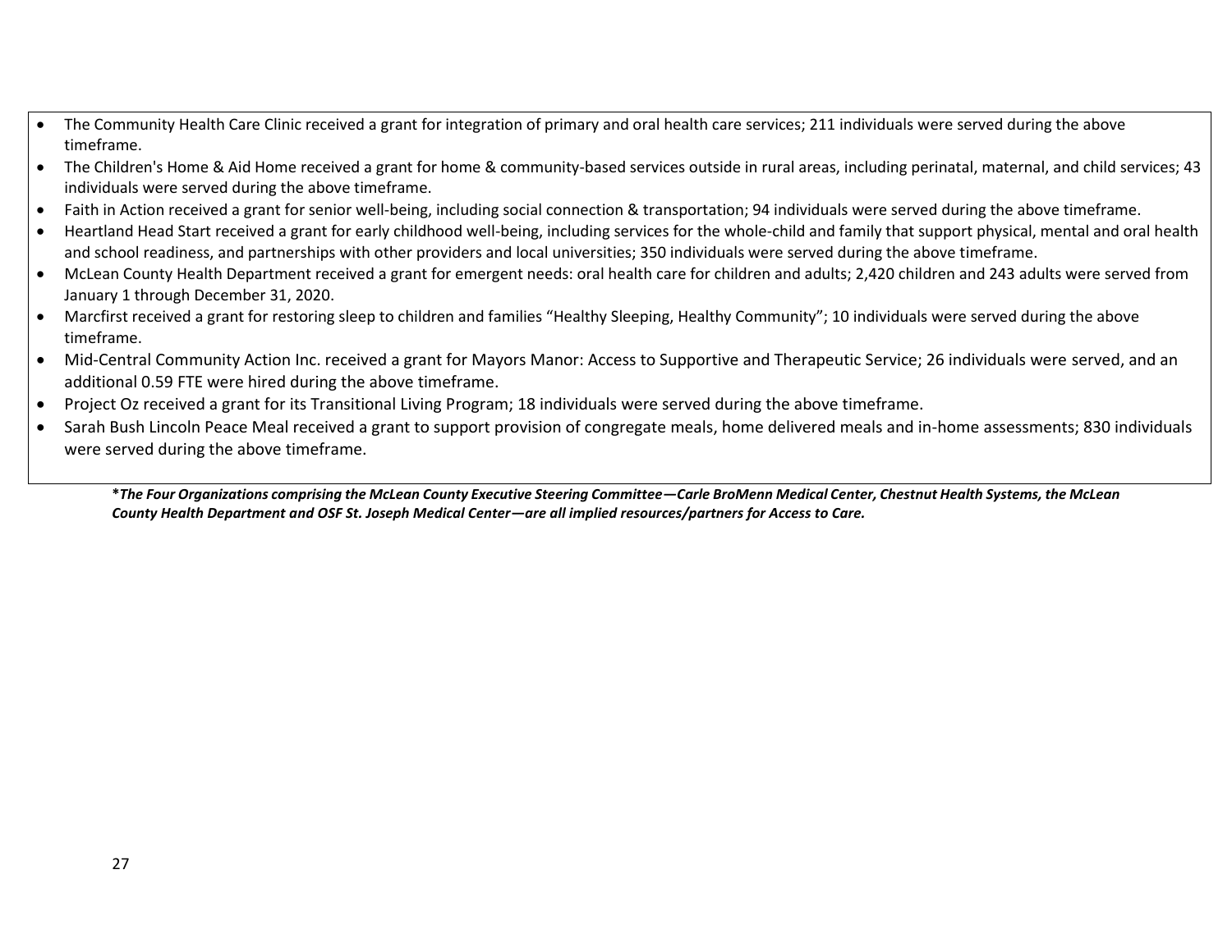- The Community Health Care Clinic received a grant for integration of primary and oral health care services; 211 individuals were served during the above timeframe.
- The Children's Home & Aid Home received a grant for home & community-based services outside in rural areas, including perinatal, maternal, and child services; 43 individuals were served during the above timeframe.
- Faith in Action received a grant for senior well-being, including social connection & transportation; 94 individuals were served during the above timeframe.
- Heartland Head Start received a grant for early childhood well-being, including services for the whole-child and family that support physical, mental and oral health and school readiness, and partnerships with other providers and local universities; 350 individuals were served during the above timeframe.
- McLean County Health Department received a grant for emergent needs: oral health care for children and adults; 2,420 children and 243 adults were served from January 1 through December 31, 2020.
- Marcfirst received a grant for restoring sleep to children and families "Healthy Sleeping, Healthy Community"; 10 individuals were served during the above timeframe.
- Mid-Central Community Action Inc. received a grant for Mayors Manor: Access to Supportive and Therapeutic Service; 26 individuals were served, and an additional 0.59 FTE were hired during the above timeframe.
- Project Oz received a grant for its Transitional Living Program; 18 individuals were served during the above timeframe.
- Sarah Bush Lincoln Peace Meal received a grant to support provision of congregate meals, home delivered meals and in-home assessments; 830 individuals were served during the above timeframe.

***The Four Organizations comprising the McLean County Executive Steering Committee—Carle BroMenn Medical Center, Chestnut Health Systems, the McLean County Health Department and OSF St. Joseph Medical Center—are all implied resources/partners for Access to Care.***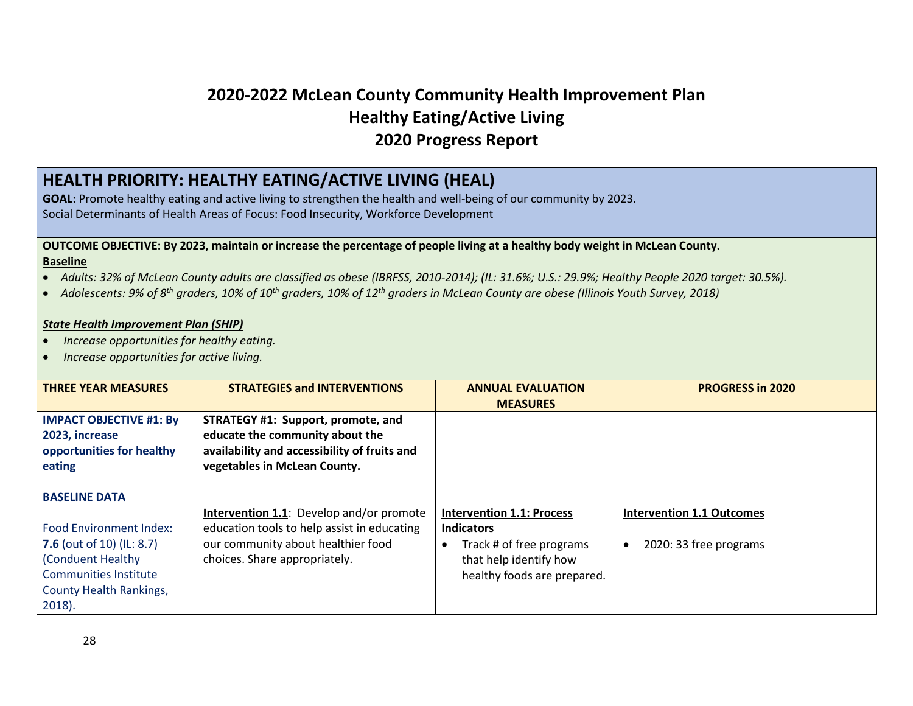# 2020-2022 McLean County Community Health Improvement Plan
# Healthy Eating/Active Living
# 2020 Progress Report

## HEALTH PRIORITY: HEALTHY EATING/ACTIVE LIVING (HEAL)

**GOAL:** Promote healthy eating and active living to strengthen the health and well-being of our community by 2023.
Social Determinants of Health Areas of Focus: Food Insecurity, Workforce Development

**OUTCOME OBJECTIVE: By 2023, maintain or increase the percentage of people living at a healthy body weight in McLean County.**

**Baseline**

- *Adults: 32% of McLean County adults are classified as obese (IBRFSS, 2010-2014); (IL: 31.6%; U.S.: 29.9%; Healthy People 2020 target: 30.5%).*
- *Adolescents: 9% of 8th graders, 10% of 10th graders, 10% of 12th graders in McLean County are obese (Illinois Youth Survey, 2018)*

***State Health Improvement Plan (SHIP)***

- *Increase opportunities for healthy eating.*
- *Increase opportunities for active living.*

| THREE YEAR MEASURES | STRATEGIES and INTERVENTIONS | ANNUAL EVALUATION MEASURES | PROGRESS in 2020 |
|---|---|---|---|
| **IMPACT OBJECTIVE #1: By 2023, increase opportunities for healthy eating** | **STRATEGY #1: Support, promote, and educate the community about the availability and accessibility of fruits and vegetables in McLean County.** | | |
| **BASELINE DATA**<br><br>Food Environment Index: **7.6** (out of 10) (IL: 8.7) (Conduent Healthy Communities Institute County Health Rankings, 2018). | **Intervention 1.1**: Develop and/or promote education tools to help assist in educating our community about healthier food choices. Share appropriately. | **Intervention 1.1: Process Indicators**<br>• Track # of free programs that help identify how healthy foods are prepared. | **Intervention 1.1 Outcomes**<br>• 2020: 33 free programs |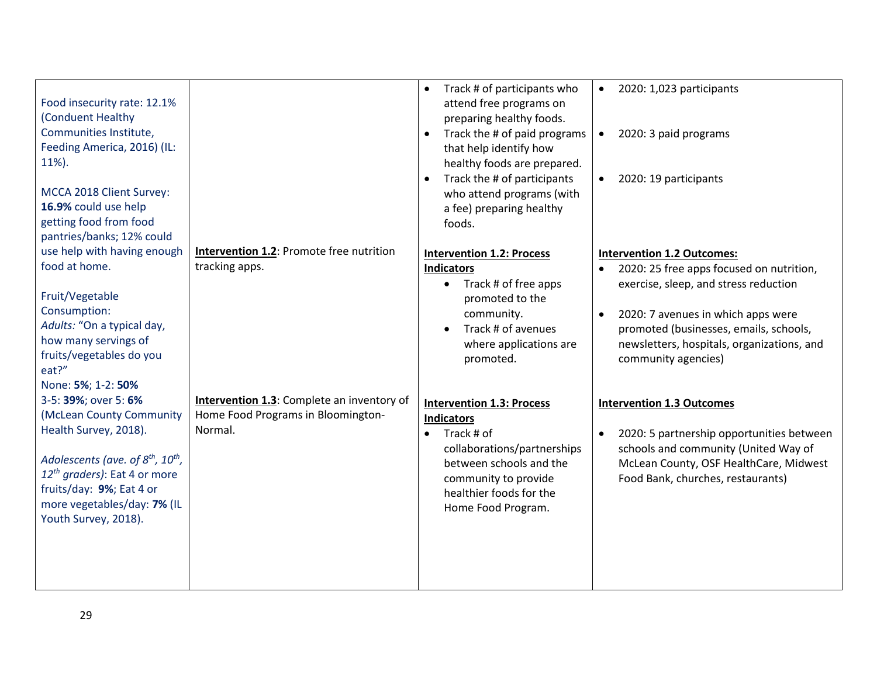| | | | |
|---|---|---|---|
| Food insecurity rate: 12.1% (Conduent Healthy Communities Institute, Feeding America, 2016) (IL: 11%).<br><br>MCCA 2018 Client Survey: **16.9%** could use help getting food from food pantries/banks; 12% could use help with having enough food at home.<br><br>Fruit/Vegetable Consumption:<br>*Adults:* "On a typical day, how many servings of fruits/vegetables do you eat?"<br>None: **5%**; 1-2: **50%**<br>3-5: **39%**; over 5: **6%** (McLean County Community Health Survey, 2018).<br><br>*Adolescents (ave. of 8th, 10th, 12th graders)*: Eat 4 or more fruits/day: **9%**; Eat 4 or more vegetables/day: **7%** (IL Youth Survey, 2018). | | • Track # of participants who attend free programs on preparing healthy foods.<br>• Track the # of paid programs that help identify how healthy foods are prepared.<br>• Track the # of participants who attend programs (with a fee) preparing healthy foods. | • 2020: 1,023 participants<br>• 2020: 3 paid programs<br>• 2020: 19 participants |
| | **Intervention 1.2**: Promote free nutrition tracking apps. | **Intervention 1.2: Process Indicators**<br>• Track # of free apps promoted to the community.<br>• Track # of avenues where applications are promoted. | **Intervention 1.2 Outcomes:**<br>• 2020: 25 free apps focused on nutrition, exercise, sleep, and stress reduction<br>• 2020: 7 avenues in which apps were promoted (businesses, emails, schools, newsletters, hospitals, organizations, and community agencies) |
| | **Intervention 1.3**: Complete an inventory of Home Food Programs in Bloomington-Normal. | **Intervention 1.3: Process Indicators**<br>• Track # of collaborations/partnerships between schools and the community to provide healthier foods for the Home Food Program. | **Intervention 1.3 Outcomes**<br>• 2020: 5 partnership opportunities between schools and community (United Way of McLean County, OSF HealthCare, Midwest Food Bank, churches, restaurants) |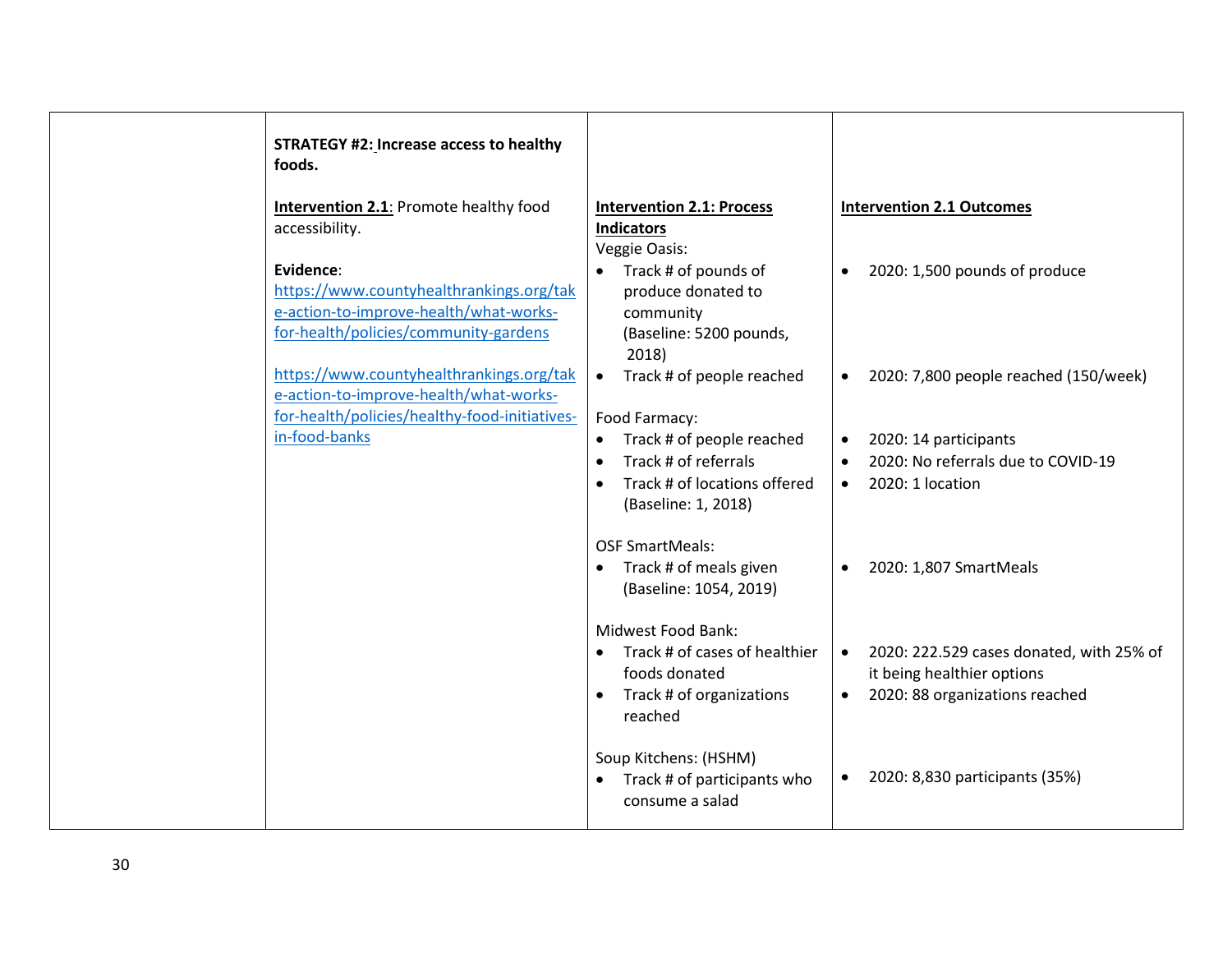| | | | |
|---|---|---|---|
| | **STRATEGY #2: Increase access to healthy foods.**<br><br>**Intervention 2.1**: Promote healthy food accessibility.<br><br>**Evidence**:<br>https://www.countyhealthrankings.org/take-action-to-improve-health/what-works-for-health/policies/community-gardens<br><br>https://www.countyhealthrankings.org/take-action-to-improve-health/what-works-for-health/policies/healthy-food-initiatives-in-food-banks | **Intervention 2.1: Process Indicators**<br>Veggie Oasis:<br>• Track # of pounds of produce donated to community (Baseline: 5200 pounds, 2018)<br>• Track # of people reached<br><br>Food Farmacy:<br>• Track # of people reached<br>• Track # of referrals<br>• Track # of locations offered (Baseline: 1, 2018)<br><br>OSF SmartMeals:<br>• Track # of meals given (Baseline: 1054, 2019)<br><br>Midwest Food Bank:<br>• Track # of cases of healthier foods donated<br>• Track # of organizations reached<br><br>Soup Kitchens: (HSHM)<br>• Track # of participants who consume a salad | **Intervention 2.1 Outcomes**<br><br>• 2020: 1,500 pounds of produce<br><br>• 2020: 7,800 people reached (150/week)<br><br>• 2020: 14 participants<br>• 2020: No referrals due to COVID-19<br>• 2020: 1 location<br><br>• 2020: 1,807 SmartMeals<br><br>• 2020: 222.529 cases donated, with 25% of it being healthier options<br>• 2020: 88 organizations reached<br><br>• 2020: 8,830 participants (35%) |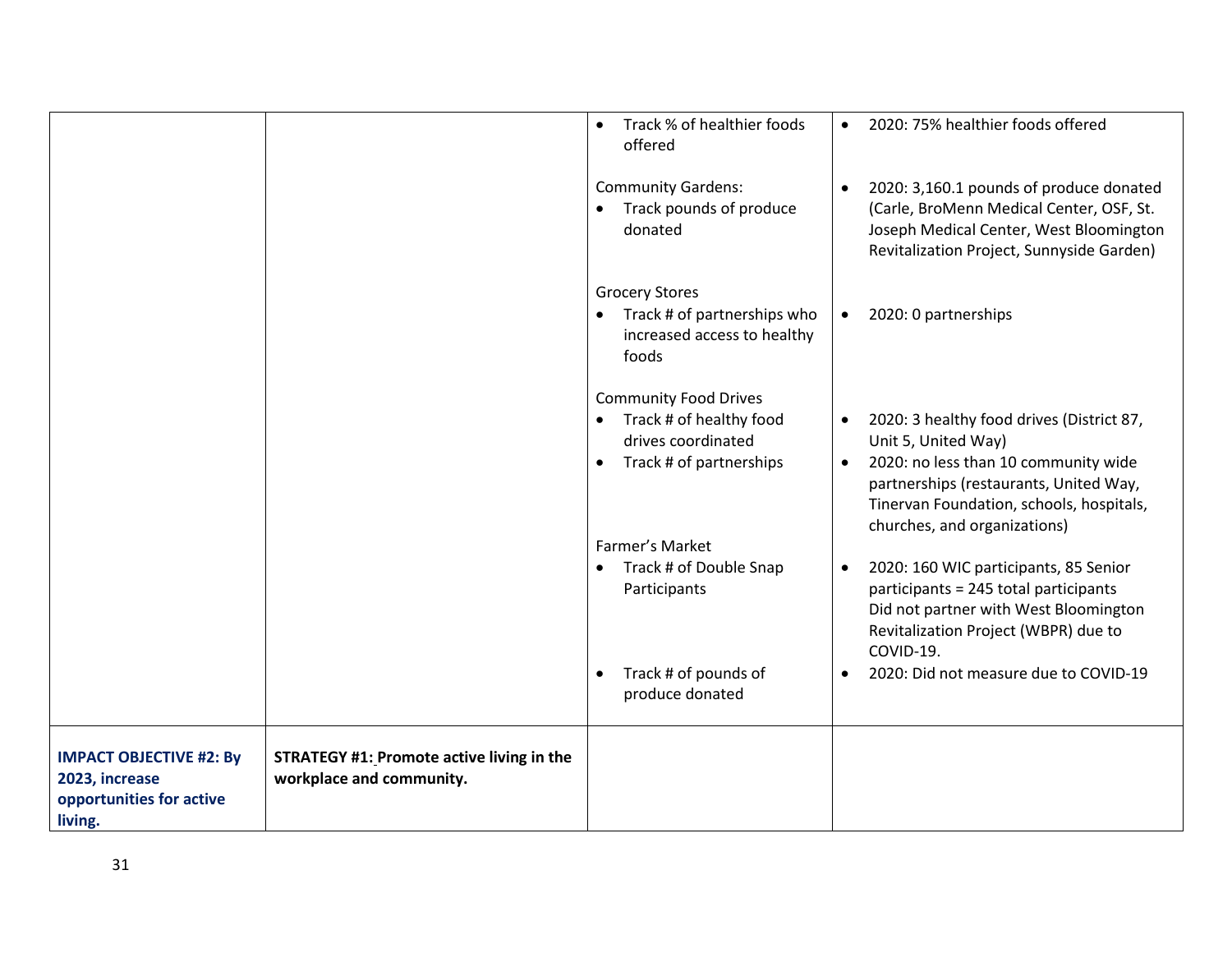| | | | |
|---|---|---|---|
| | | • Track % of healthier foods offered<br><br>Community Gardens:<br>• Track pounds of produce donated<br><br>Grocery Stores<br>• Track # of partnerships who increased access to healthy foods<br><br>Community Food Drives<br>• Track # of healthy food drives coordinated<br>• Track # of partnerships<br><br>Farmer's Market<br>• Track # of Double Snap Participants<br><br>• Track # of pounds of produce donated | • 2020: 75% healthier foods offered<br><br>• 2020: 3,160.1 pounds of produce donated (Carle, BroMenn Medical Center, OSF, St. Joseph Medical Center, West Bloomington Revitalization Project, Sunnyside Garden)<br><br>• 2020: 0 partnerships<br><br>• 2020: 3 healthy food drives (District 87, Unit 5, United Way)<br>• 2020: no less than 10 community wide partnerships (restaurants, United Way, Tinervan Foundation, schools, hospitals, churches, and organizations)<br><br>• 2020: 160 WIC participants, 85 Senior participants = 245 total participants<br>Did not partner with West Bloomington Revitalization Project (WBPR) due to COVID-19.<br>• 2020: Did not measure due to COVID-19 |
| **IMPACT OBJECTIVE #2: By 2023, increase opportunities for active living.** | **STRATEGY #1: Promote active living in the workplace and community.** | | |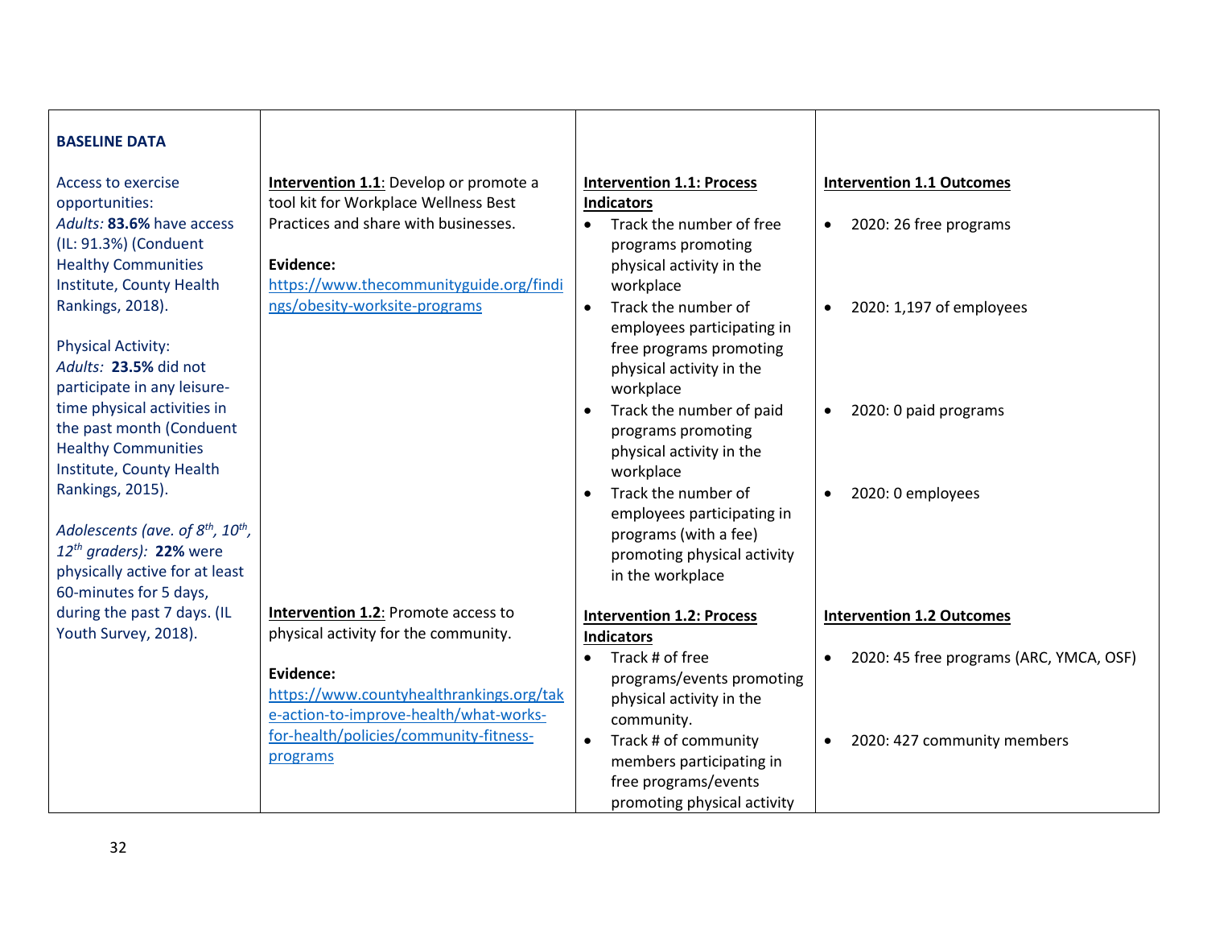| BASELINE DATA | | | |
|---|---|---|---|
| Access to exercise opportunities: *Adults:* **83.6%** have access (IL: 91.3%) (Conduent Healthy Communities Institute, County Health Rankings, 2018).<br><br>Physical Activity: *Adults:* **23.5%** did not participate in any leisure-time physical activities in the past month (Conduent Healthy Communities Institute, County Health Rankings, 2015).<br><br>*Adolescents (ave. of 8th, 10th, 12th graders):* **22%** were physically active for at least 60-minutes for 5 days, during the past 7 days. (IL Youth Survey, 2018). | **Intervention 1.1**: Develop or promote a tool kit for Workplace Wellness Best Practices and share with businesses.<br><br>**Evidence:** https://www.thecommunityguide.org/findings/obesity-worksite-programs | **Intervention 1.1: Process Indicators**<br>• Track the number of free programs promoting physical activity in the workplace<br>• Track the number of employees participating in free programs promoting physical activity in the workplace<br>• Track the number of paid programs promoting physical activity in the workplace<br>• Track the number of employees participating in programs (with a fee) promoting physical activity in the workplace | **Intervention 1.1 Outcomes**<br>• 2020: 26 free programs<br>• 2020: 1,197 of employees<br>• 2020: 0 paid programs<br>• 2020: 0 employees |
| | **Intervention 1.2**: Promote access to physical activity for the community.<br><br>**Evidence:** https://www.countyhealthrankings.org/take-action-to-improve-health/what-works-for-health/policies/community-fitness-programs | **Intervention 1.2: Process Indicators**<br>• Track # of free programs/events promoting physical activity in the community.<br>• Track # of community members participating in free programs/events promoting physical activity | **Intervention 1.2 Outcomes**<br>• 2020: 45 free programs (ARC, YMCA, OSF)<br>• 2020: 427 community members |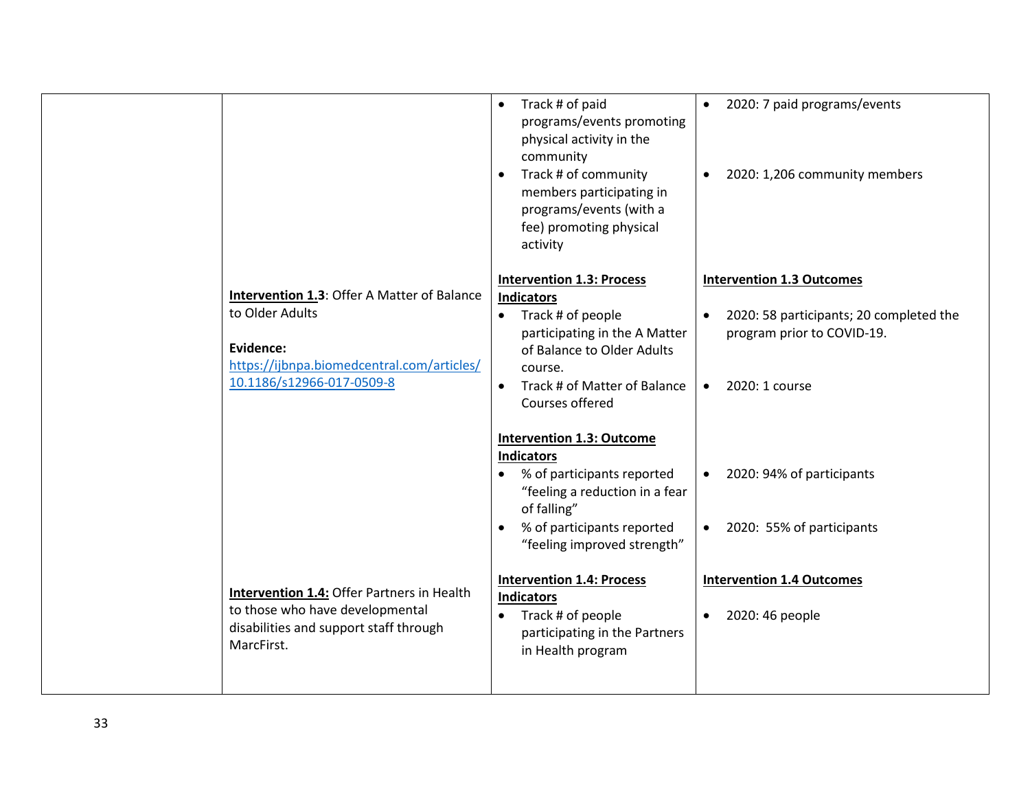| | | | |
|---|---|---|---|
| | | • Track # of paid programs/events promoting physical activity in the community<br>• Track # of community members participating in programs/events (with a fee) promoting physical activity | • 2020: 7 paid programs/events<br>• 2020: 1,206 community members |
| | **Intervention 1.3**: Offer A Matter of Balance to Older Adults<br><br>**Evidence:**<br>https://ijbnpa.biomedcentral.com/articles/10.1186/s12966-017-0509-8 | **Intervention 1.3: Process Indicators**<br>• Track # of people participating in the A Matter of Balance to Older Adults course.<br>• Track # of Matter of Balance Courses offered<br><br>**Intervention 1.3: Outcome Indicators**<br>• % of participants reported "feeling a reduction in a fear of falling"<br>• % of participants reported "feeling improved strength" | **Intervention 1.3 Outcomes**<br>• 2020: 58 participants; 20 completed the program prior to COVID-19.<br>• 2020: 1 course<br><br>• 2020: 94% of participants<br>• 2020: 55% of participants |
| | **Intervention 1.4:** Offer Partners in Health to those who have developmental disabilities and support staff through MarcFirst. | **Intervention 1.4: Process Indicators**<br>• Track # of people participating in the Partners in Health program | **Intervention 1.4 Outcomes**<br>• 2020: 46 people |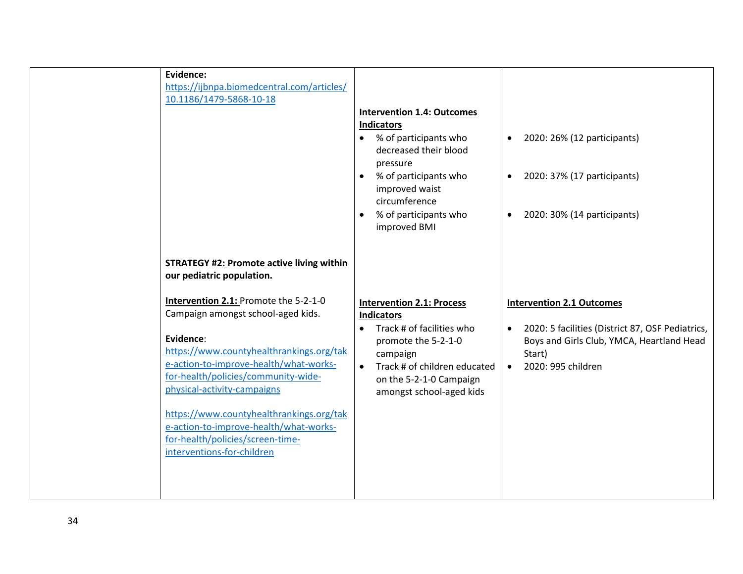| | | | |
|---|---|---|---|
| | **Evidence:** https://ijbnpa.biomedcentral.com/articles/10.1186/1479-5868-10-18 | **Intervention 1.4: Outcomes Indicators**<br>• % of participants who decreased their blood pressure<br>• % of participants who improved waist circumference<br>• % of participants who improved BMI | • 2020: 26% (12 participants)<br>• 2020: 37% (17 participants)<br>• 2020: 30% (14 participants) |
| | **STRATEGY #2: Promote active living within our pediatric population.**<br><br>**Intervention 2.1:** Promote the 5-2-1-0 Campaign amongst school-aged kids.<br><br>**Evidence**:<br>https://www.countyhealthrankings.org/take-action-to-improve-health/what-works-for-health/policies/community-wide-physical-activity-campaigns<br><br>https://www.countyhealthrankings.org/take-action-to-improve-health/what-works-for-health/policies/screen-time-interventions-for-children | **Intervention 2.1: Process Indicators**<br>• Track # of facilities who promote the 5-2-1-0 campaign<br>• Track # of children educated on the 5-2-1-0 Campaign amongst school-aged kids | **Intervention 2.1 Outcomes**<br>• 2020: 5 facilities (District 87, OSF Pediatrics, Boys and Girls Club, YMCA, Heartland Head Start)<br>• 2020: 995 children |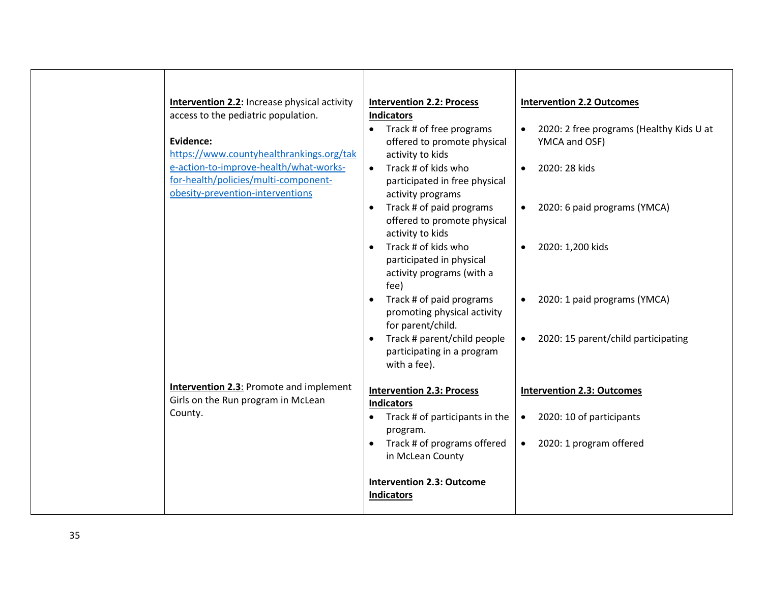| | | | |
|---|---|---|---|
| | **Intervention 2.2:** Increase physical activity access to the pediatric population.<br><br>**Evidence:** [https://www.countyhealthrankings.org/take-action-to-improve-health/what-works-for-health/policies/multi-component-obesity-prevention-interventions](https://www.countyhealthrankings.org/take-action-to-improve-health/what-works-for-health/policies/multi-component-obesity-prevention-interventions) | **Intervention 2.2: Process Indicators**<br>• Track # of free programs offered to promote physical activity to kids<br>• Track # of kids who participated in free physical activity programs<br>• Track # of paid programs offered to promote physical activity to kids<br>• Track # of kids who participated in physical activity programs (with a fee)<br>• Track # of paid programs promoting physical activity for parent/child.<br>• Track # parent/child people participating in a program with a fee). | **Intervention 2.2 Outcomes**<br>• 2020: 2 free programs (Healthy Kids U at YMCA and OSF)<br>• 2020: 28 kids<br>• 2020: 6 paid programs (YMCA)<br>• 2020: 1,200 kids<br>• 2020: 1 paid programs (YMCA)<br>• 2020: 15 parent/child participating |
| | **Intervention 2.3**: Promote and implement Girls on the Run program in McLean County. | **Intervention 2.3: Process Indicators**<br>• Track # of participants in the program.<br>• Track # of programs offered in McLean County<br><br>**Intervention 2.3: Outcome Indicators** | **Intervention 2.3: Outcomes**<br>• 2020: 10 of participants<br>• 2020: 1 program offered |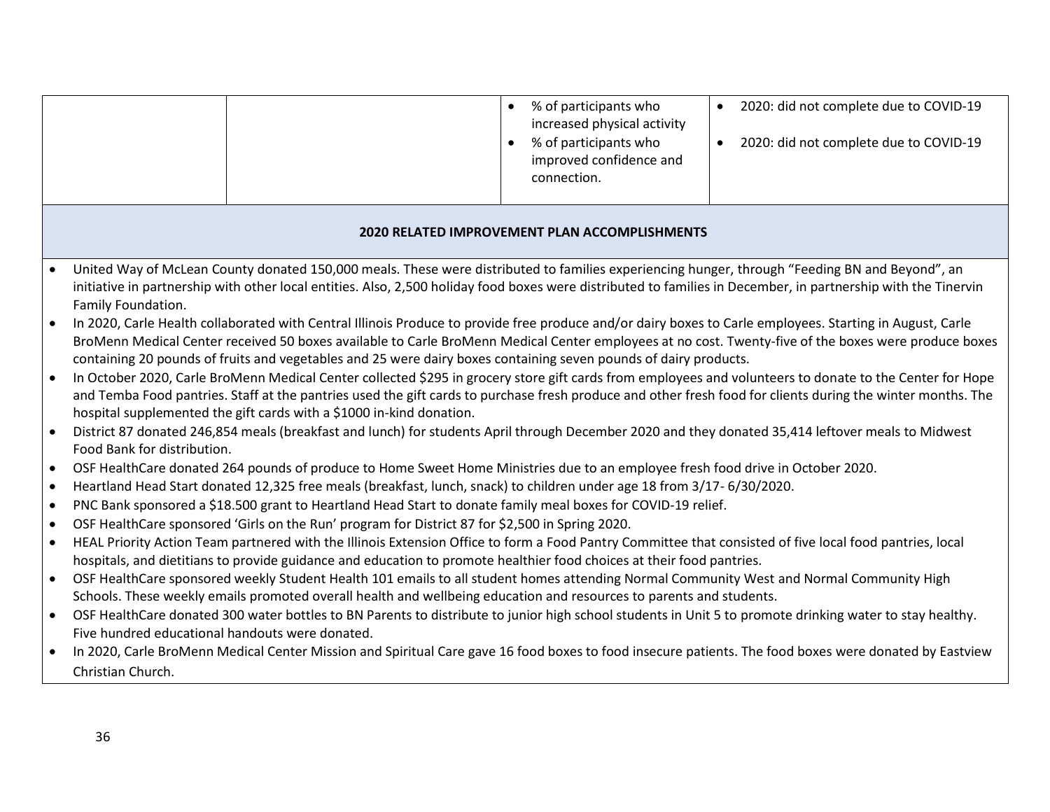| | | | |
|---|---|---|---|
| | | • % of participants who increased physical activity<br>• % of participants who improved confidence and connection. | • 2020: did not complete due to COVID-19<br>• 2020: did not complete due to COVID-19 |

**2020 RELATED IMPROVEMENT PLAN ACCOMPLISHMENTS**

- United Way of McLean County donated 150,000 meals. These were distributed to families experiencing hunger, through "Feeding BN and Beyond", an initiative in partnership with other local entities. Also, 2,500 holiday food boxes were distributed to families in December, in partnership with the Tinervin Family Foundation.
- In 2020, Carle Health collaborated with Central Illinois Produce to provide free produce and/or dairy boxes to Carle employees. Starting in August, Carle BroMenn Medical Center received 50 boxes available to Carle BroMenn Medical Center employees at no cost. Twenty-five of the boxes were produce boxes containing 20 pounds of fruits and vegetables and 25 were dairy boxes containing seven pounds of dairy products.
- In October 2020, Carle BroMenn Medical Center collected $295 in grocery store gift cards from employees and volunteers to donate to the Center for Hope and Temba Food pantries. Staff at the pantries used the gift cards to purchase fresh produce and other fresh food for clients during the winter months. The hospital supplemented the gift cards with a $1000 in-kind donation.
- District 87 donated 246,854 meals (breakfast and lunch) for students April through December 2020 and they donated 35,414 leftover meals to Midwest Food Bank for distribution.
- OSF HealthCare donated 264 pounds of produce to Home Sweet Home Ministries due to an employee fresh food drive in October 2020.
- Heartland Head Start donated 12,325 free meals (breakfast, lunch, snack) to children under age 18 from 3/17- 6/30/2020.
- PNC Bank sponsored a $18.500 grant to Heartland Head Start to donate family meal boxes for COVID-19 relief.
- OSF HealthCare sponsored 'Girls on the Run' program for District 87 for $2,500 in Spring 2020.
- HEAL Priority Action Team partnered with the Illinois Extension Office to form a Food Pantry Committee that consisted of five local food pantries, local hospitals, and dietitians to provide guidance and education to promote healthier food choices at their food pantries.
- OSF HealthCare sponsored weekly Student Health 101 emails to all student homes attending Normal Community West and Normal Community High Schools. These weekly emails promoted overall health and wellbeing education and resources to parents and students.
- OSF HealthCare donated 300 water bottles to BN Parents to distribute to junior high school students in Unit 5 to promote drinking water to stay healthy. Five hundred educational handouts were donated.
- In 2020, Carle BroMenn Medical Center Mission and Spiritual Care gave 16 food boxes to food insecure patients. The food boxes were donated by Eastview Christian Church.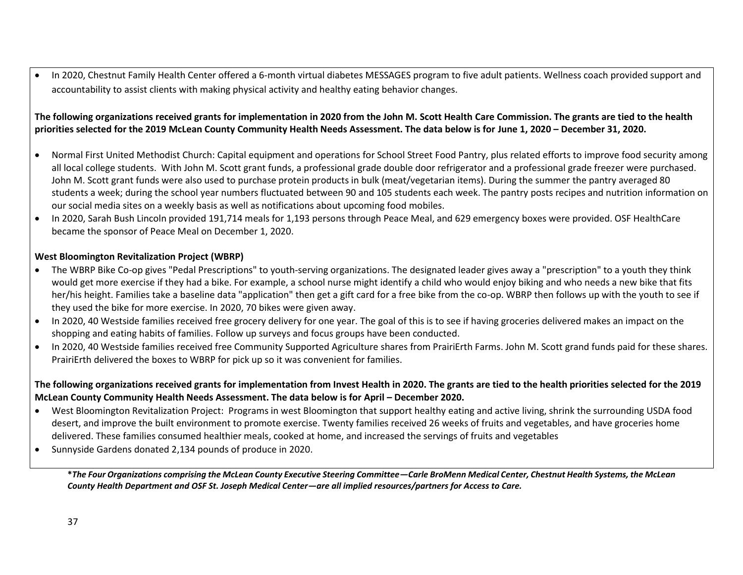- In 2020, Chestnut Family Health Center offered a 6-month virtual diabetes MESSAGES program to five adult patients. Wellness coach provided support and accountability to assist clients with making physical activity and healthy eating behavior changes.

**The following organizations received grants for implementation in 2020 from the John M. Scott Health Care Commission. The grants are tied to the health priorities selected for the 2019 McLean County Community Health Needs Assessment. The data below is for June 1, 2020 – December 31, 2020.**

- Normal First United Methodist Church: Capital equipment and operations for School Street Food Pantry, plus related efforts to improve food security among all local college students. With John M. Scott grant funds, a professional grade double door refrigerator and a professional grade freezer were purchased. John M. Scott grant funds were also used to purchase protein products in bulk (meat/vegetarian items). During the summer the pantry averaged 80 students a week; during the school year numbers fluctuated between 90 and 105 students each week. The pantry posts recipes and nutrition information on our social media sites on a weekly basis as well as notifications about upcoming food mobiles.
- In 2020, Sarah Bush Lincoln provided 191,714 meals for 1,193 persons through Peace Meal, and 629 emergency boxes were provided. OSF HealthCare became the sponsor of Peace Meal on December 1, 2020.

**West Bloomington Revitalization Project (WBRP)**

- The WBRP Bike Co-op gives "Pedal Prescriptions" to youth-serving organizations. The designated leader gives away a "prescription" to a youth they think would get more exercise if they had a bike. For example, a school nurse might identify a child who would enjoy biking and who needs a new bike that fits her/his height. Families take a baseline data "application" then get a gift card for a free bike from the co-op. WBRP then follows up with the youth to see if they used the bike for more exercise. In 2020, 70 bikes were given away.
- In 2020, 40 Westside families received free grocery delivery for one year. The goal of this is to see if having groceries delivered makes an impact on the shopping and eating habits of families. Follow up surveys and focus groups have been conducted.
- In 2020, 40 Westside families received free Community Supported Agriculture shares from PrairiErth Farms. John M. Scott grand funds paid for these shares. PrairiErth delivered the boxes to WBRP for pick up so it was convenient for families.

**The following organizations received grants for implementation from Invest Health in 2020. The grants are tied to the health priorities selected for the 2019 McLean County Community Health Needs Assessment. The data below is for April – December 2020.**

- West Bloomington Revitalization Project: Programs in west Bloomington that support healthy eating and active living, shrink the surrounding USDA food desert, and improve the built environment to promote exercise. Twenty families received 26 weeks of fruits and vegetables, and have groceries home delivered. These families consumed healthier meals, cooked at home, and increased the servings of fruits and vegetables
- Sunnyside Gardens donated 2,134 pounds of produce in 2020.

***The Four Organizations comprising the McLean County Executive Steering Committee—Carle BroMenn Medical Center, Chestnut Health Systems, the McLean County Health Department and OSF St. Joseph Medical Center—are all implied resources/partners for Access to Care.***